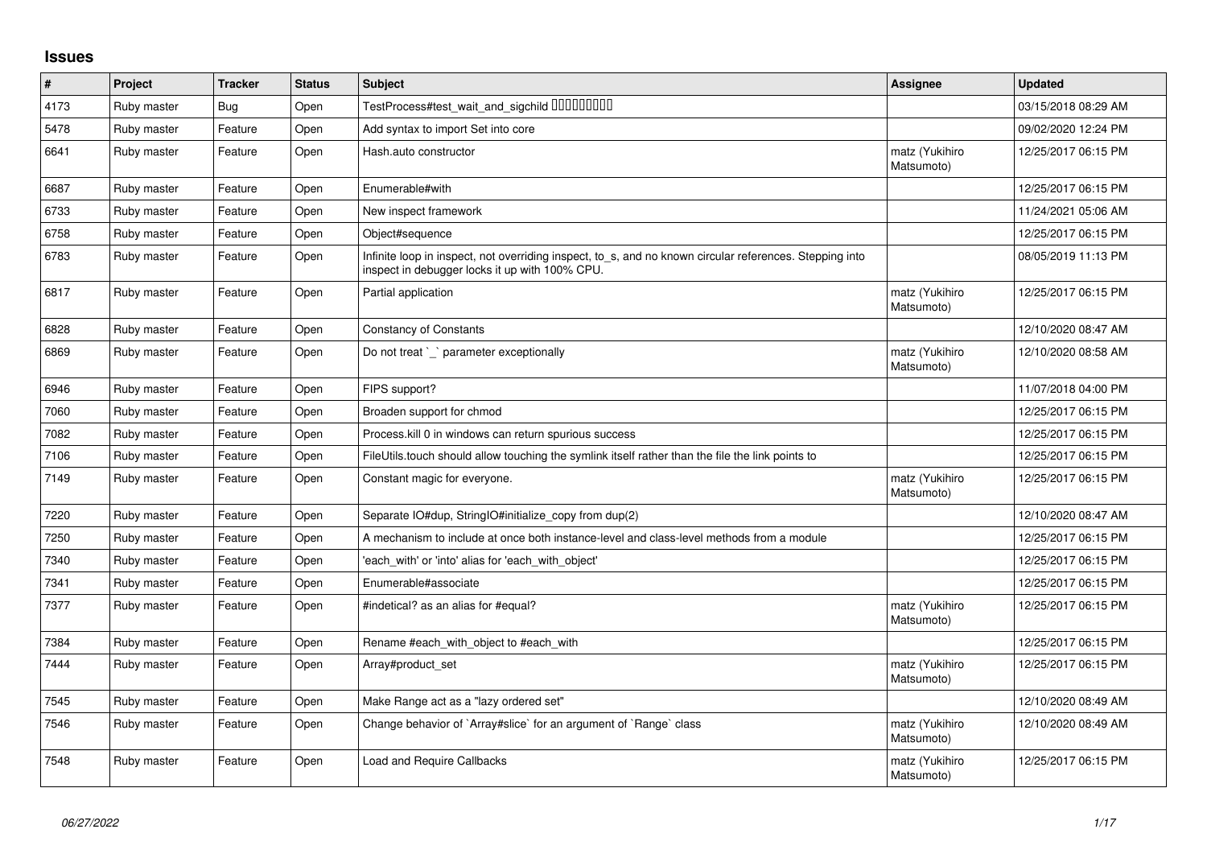# Issues

| # | Project | Tracker | Status | Subject | Assignee | Updated |
|---|---|---|---|---|---|---|
| 4173 | Ruby master | Bug | Open | TestProcess#test_wait_and_sigchild ��������� | | 03/15/2018 08:29 AM |
| 5478 | Ruby master | Feature | Open | Add syntax to import Set into core | | 09/02/2020 12:24 PM |
| 6641 | Ruby master | Feature | Open | Hash.auto constructor | matz (Yukihiro Matsumoto) | 12/25/2017 06:15 PM |
| 6687 | Ruby master | Feature | Open | Enumerable#with | | 12/25/2017 06:15 PM |
| 6733 | Ruby master | Feature | Open | New inspect framework | | 11/24/2021 05:06 AM |
| 6758 | Ruby master | Feature | Open | Object#sequence | | 12/25/2017 06:15 PM |
| 6783 | Ruby master | Feature | Open | Infinite loop in inspect, not overriding inspect, to_s, and no known circular references. Stepping into inspect in debugger locks it up with 100% CPU. | | 08/05/2019 11:13 PM |
| 6817 | Ruby master | Feature | Open | Partial application | matz (Yukihiro Matsumoto) | 12/25/2017 06:15 PM |
| 6828 | Ruby master | Feature | Open | Constancy of Constants | | 12/10/2020 08:47 AM |
| 6869 | Ruby master | Feature | Open | Do not treat `_` parameter exceptionally | matz (Yukihiro Matsumoto) | 12/10/2020 08:58 AM |
| 6946 | Ruby master | Feature | Open | FIPS support? | | 11/07/2018 04:00 PM |
| 7060 | Ruby master | Feature | Open | Broaden support for chmod | | 12/25/2017 06:15 PM |
| 7082 | Ruby master | Feature | Open | Process.kill 0 in windows can return spurious success | | 12/25/2017 06:15 PM |
| 7106 | Ruby master | Feature | Open | FileUtils.touch should allow touching the symlink itself rather than the file the link points to | | 12/25/2017 06:15 PM |
| 7149 | Ruby master | Feature | Open | Constant magic for everyone. | matz (Yukihiro Matsumoto) | 12/25/2017 06:15 PM |
| 7220 | Ruby master | Feature | Open | Separate IO#dup, StringIO#initialize_copy from dup(2) | | 12/10/2020 08:47 AM |
| 7250 | Ruby master | Feature | Open | A mechanism to include at once both instance-level and class-level methods from a module | | 12/25/2017 06:15 PM |
| 7340 | Ruby master | Feature | Open | 'each_with' or 'into' alias for 'each_with_object' | | 12/25/2017 06:15 PM |
| 7341 | Ruby master | Feature | Open | Enumerable#associate | | 12/25/2017 06:15 PM |
| 7377 | Ruby master | Feature | Open | #indetical? as an alias for #equal? | matz (Yukihiro Matsumoto) | 12/25/2017 06:15 PM |
| 7384 | Ruby master | Feature | Open | Rename #each_with_object to #each_with | | 12/25/2017 06:15 PM |
| 7444 | Ruby master | Feature | Open | Array#product_set | matz (Yukihiro Matsumoto) | 12/25/2017 06:15 PM |
| 7545 | Ruby master | Feature | Open | Make Range act as a "lazy ordered set" | | 12/10/2020 08:49 AM |
| 7546 | Ruby master | Feature | Open | Change behavior of `Array#slice` for an argument of `Range` class | matz (Yukihiro Matsumoto) | 12/10/2020 08:49 AM |
| 7548 | Ruby master | Feature | Open | Load and Require Callbacks | matz (Yukihiro Matsumoto) | 12/25/2017 06:15 PM |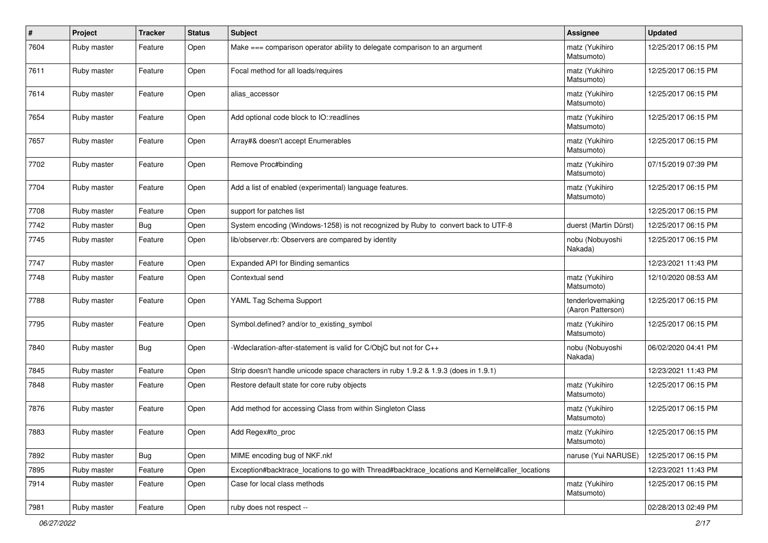| # | Project | Tracker | Status | Subject | Assignee | Updated |
|---|---|---|---|---|---|---|
| 7604 | Ruby master | Feature | Open | Make === comparison operator ability to delegate comparison to an argument | matz (Yukihiro Matsumoto) | 12/25/2017 06:15 PM |
| 7611 | Ruby master | Feature | Open | Focal method for all loads/requires | matz (Yukihiro Matsumoto) | 12/25/2017 06:15 PM |
| 7614 | Ruby master | Feature | Open | alias_accessor | matz (Yukihiro Matsumoto) | 12/25/2017 06:15 PM |
| 7654 | Ruby master | Feature | Open | Add optional code block to IO::readlines | matz (Yukihiro Matsumoto) | 12/25/2017 06:15 PM |
| 7657 | Ruby master | Feature | Open | Array#& doesn't accept Enumerables | matz (Yukihiro Matsumoto) | 12/25/2017 06:15 PM |
| 7702 | Ruby master | Feature | Open | Remove Proc#binding | matz (Yukihiro Matsumoto) | 07/15/2019 07:39 PM |
| 7704 | Ruby master | Feature | Open | Add a list of enabled (experimental) language features. | matz (Yukihiro Matsumoto) | 12/25/2017 06:15 PM |
| 7708 | Ruby master | Feature | Open | support for patches list | | 12/25/2017 06:15 PM |
| 7742 | Ruby master | Bug | Open | System encoding (Windows-1258) is not recognized by Ruby to convert back to UTF-8 | duerst (Martin Dürst) | 12/25/2017 06:15 PM |
| 7745 | Ruby master | Feature | Open | lib/observer.rb: Observers are compared by identity | nobu (Nobuyoshi Nakada) | 12/25/2017 06:15 PM |
| 7747 | Ruby master | Feature | Open | Expanded API for Binding semantics | | 12/23/2021 11:43 PM |
| 7748 | Ruby master | Feature | Open | Contextual send | matz (Yukihiro Matsumoto) | 12/10/2020 08:53 AM |
| 7788 | Ruby master | Feature | Open | YAML Tag Schema Support | tenderlovemaking (Aaron Patterson) | 12/25/2017 06:15 PM |
| 7795 | Ruby master | Feature | Open | Symbol.defined? and/or to_existing_symbol | matz (Yukihiro Matsumoto) | 12/25/2017 06:15 PM |
| 7840 | Ruby master | Bug | Open | -Wdeclaration-after-statement is valid for C/ObjC but not for C++ | nobu (Nobuyoshi Nakada) | 06/02/2020 04:41 PM |
| 7845 | Ruby master | Feature | Open | Strip doesn't handle unicode space characters in ruby 1.9.2 & 1.9.3 (does in 1.9.1) | | 12/23/2021 11:43 PM |
| 7848 | Ruby master | Feature | Open | Restore default state for core ruby objects | matz (Yukihiro Matsumoto) | 12/25/2017 06:15 PM |
| 7876 | Ruby master | Feature | Open | Add method for accessing Class from within Singleton Class | matz (Yukihiro Matsumoto) | 12/25/2017 06:15 PM |
| 7883 | Ruby master | Feature | Open | Add Regex#to_proc | matz (Yukihiro Matsumoto) | 12/25/2017 06:15 PM |
| 7892 | Ruby master | Bug | Open | MIME encoding bug of NKF.nkf | naruse (Yui NARUSE) | 12/25/2017 06:15 PM |
| 7895 | Ruby master | Feature | Open | Exception#backtrace_locations to go with Thread#backtrace_locations and Kernel#caller_locations | | 12/23/2021 11:43 PM |
| 7914 | Ruby master | Feature | Open | Case for local class methods | matz (Yukihiro Matsumoto) | 12/25/2017 06:15 PM |
| 7981 | Ruby master | Feature | Open | ruby does not respect -- | | 02/28/2013 02:49 PM |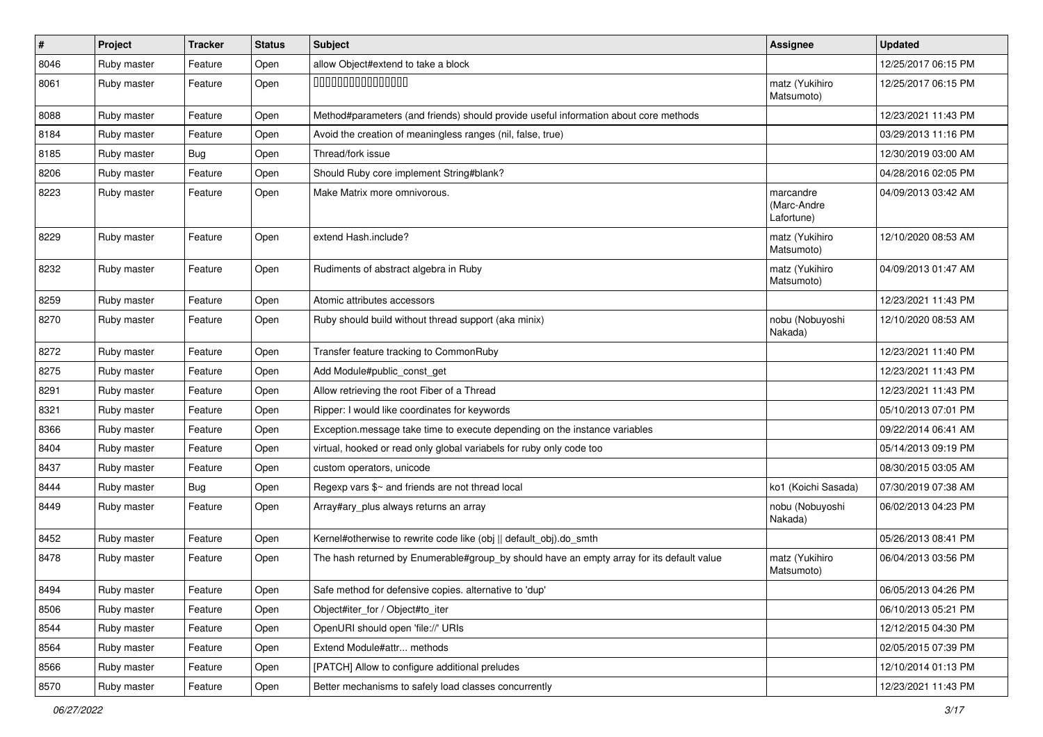| # | Project | Tracker | Status | Subject | Assignee | Updated |
|---|---|---|---|---|---|---|
| 8046 | Ruby master | Feature | Open | allow Object#extend to take a block | | 12/25/2017 06:15 PM |
| 8061 | Ruby master | Feature | Open | 0000000000000000 | matz (Yukihiro Matsumoto) | 12/25/2017 06:15 PM |
| 8088 | Ruby master | Feature | Open | Method#parameters (and friends) should provide useful information about core methods | | 12/23/2021 11:43 PM |
| 8184 | Ruby master | Feature | Open | Avoid the creation of meaningless ranges (nil, false, true) | | 03/29/2013 11:16 PM |
| 8185 | Ruby master | Bug | Open | Thread/fork issue | | 12/30/2019 03:00 AM |
| 8206 | Ruby master | Feature | Open | Should Ruby core implement String#blank? | | 04/28/2016 02:05 PM |
| 8223 | Ruby master | Feature | Open | Make Matrix more omnivorous. | marcandre (Marc-Andre Lafortune) | 04/09/2013 03:42 AM |
| 8229 | Ruby master | Feature | Open | extend Hash.include? | matz (Yukihiro Matsumoto) | 12/10/2020 08:53 AM |
| 8232 | Ruby master | Feature | Open | Rudiments of abstract algebra in Ruby | matz (Yukihiro Matsumoto) | 04/09/2013 01:47 AM |
| 8259 | Ruby master | Feature | Open | Atomic attributes accessors | | 12/23/2021 11:43 PM |
| 8270 | Ruby master | Feature | Open | Ruby should build without thread support (aka minix) | nobu (Nobuyoshi Nakada) | 12/10/2020 08:53 AM |
| 8272 | Ruby master | Feature | Open | Transfer feature tracking to CommonRuby | | 12/23/2021 11:40 PM |
| 8275 | Ruby master | Feature | Open | Add Module#public_const_get | | 12/23/2021 11:43 PM |
| 8291 | Ruby master | Feature | Open | Allow retrieving the root Fiber of a Thread | | 12/23/2021 11:43 PM |
| 8321 | Ruby master | Feature | Open | Ripper: I would like coordinates for keywords | | 05/10/2013 07:01 PM |
| 8366 | Ruby master | Feature | Open | Exception.message take time to execute depending on the instance variables | | 09/22/2014 06:41 AM |
| 8404 | Ruby master | Feature | Open | virtual, hooked or read only global variabels for ruby only code too | | 05/14/2013 09:19 PM |
| 8437 | Ruby master | Feature | Open | custom operators, unicode | | 08/30/2015 03:05 AM |
| 8444 | Ruby master | Bug | Open | Regexp vars $~ and friends are not thread local | ko1 (Koichi Sasada) | 07/30/2019 07:38 AM |
| 8449 | Ruby master | Feature | Open | Array#ary_plus always returns an array | nobu (Nobuyoshi Nakada) | 06/02/2013 04:23 PM |
| 8452 | Ruby master | Feature | Open | Kernel#otherwise to rewrite code like (obj \|\| default_obj).do_smth | | 05/26/2013 08:41 PM |
| 8478 | Ruby master | Feature | Open | The hash returned by Enumerable#group_by should have an empty array for its default value | matz (Yukihiro Matsumoto) | 06/04/2013 03:56 PM |
| 8494 | Ruby master | Feature | Open | Safe method for defensive copies. alternative to 'dup' | | 06/05/2013 04:26 PM |
| 8506 | Ruby master | Feature | Open | Object#iter_for / Object#to_iter | | 06/10/2013 05:21 PM |
| 8544 | Ruby master | Feature | Open | OpenURI should open 'file://' URIs | | 12/12/2015 04:30 PM |
| 8564 | Ruby master | Feature | Open | Extend Module#attr... methods | | 02/05/2015 07:39 PM |
| 8566 | Ruby master | Feature | Open | [PATCH] Allow to configure additional preludes | | 12/10/2014 01:13 PM |
| 8570 | Ruby master | Feature | Open | Better mechanisms to safely load classes concurrently | | 12/23/2021 11:43 PM |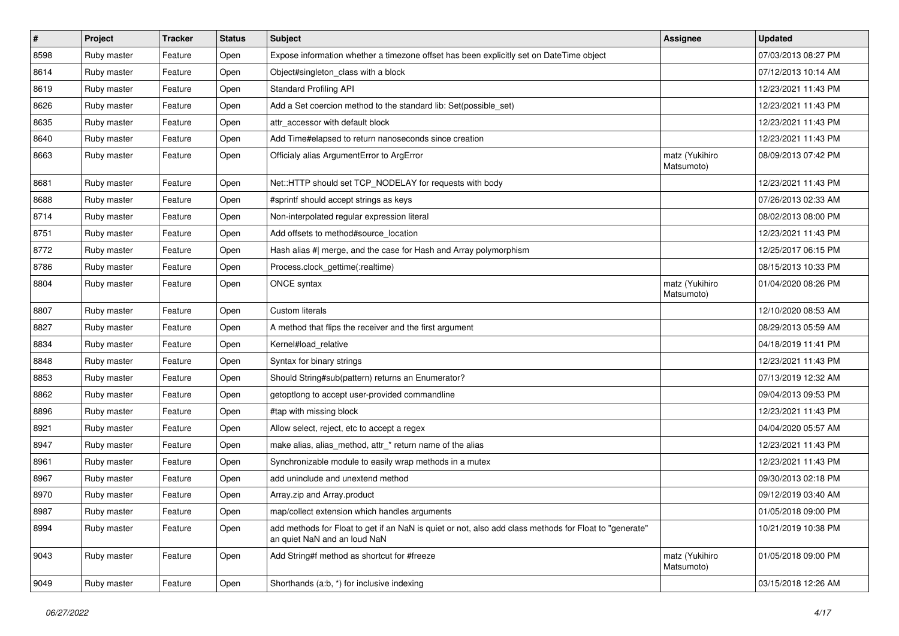| # | Project | Tracker | Status | Subject | Assignee | Updated |
|---|---|---|---|---|---|---|
| 8598 | Ruby master | Feature | Open | Expose information whether a timezone offset has been explicitly set on DateTime object | | 07/03/2013 08:27 PM |
| 8614 | Ruby master | Feature | Open | Object#singleton_class with a block | | 07/12/2013 10:14 AM |
| 8619 | Ruby master | Feature | Open | Standard Profiling API | | 12/23/2021 11:43 PM |
| 8626 | Ruby master | Feature | Open | Add a Set coercion method to the standard lib: Set(possible_set) | | 12/23/2021 11:43 PM |
| 8635 | Ruby master | Feature | Open | attr_accessor with default block | | 12/23/2021 11:43 PM |
| 8640 | Ruby master | Feature | Open | Add Time#elapsed to return nanoseconds since creation | | 12/23/2021 11:43 PM |
| 8663 | Ruby master | Feature | Open | Officialy alias ArgumentError to ArgError | matz (Yukihiro Matsumoto) | 08/09/2013 07:42 PM |
| 8681 | Ruby master | Feature | Open | Net::HTTP should set TCP_NODELAY for requests with body | | 12/23/2021 11:43 PM |
| 8688 | Ruby master | Feature | Open | #sprintf should accept strings as keys | | 07/26/2013 02:33 AM |
| 8714 | Ruby master | Feature | Open | Non-interpolated regular expression literal | | 08/02/2013 08:00 PM |
| 8751 | Ruby master | Feature | Open | Add offsets to method#source_location | | 12/23/2021 11:43 PM |
| 8772 | Ruby master | Feature | Open | Hash alias #\| merge, and the case for Hash and Array polymorphism | | 12/25/2017 06:15 PM |
| 8786 | Ruby master | Feature | Open | Process.clock_gettime(:realtime) | | 08/15/2013 10:33 PM |
| 8804 | Ruby master | Feature | Open | ONCE syntax | matz (Yukihiro Matsumoto) | 01/04/2020 08:26 PM |
| 8807 | Ruby master | Feature | Open | Custom literals | | 12/10/2020 08:53 AM |
| 8827 | Ruby master | Feature | Open | A method that flips the receiver and the first argument | | 08/29/2013 05:59 AM |
| 8834 | Ruby master | Feature | Open | Kernel#load_relative | | 04/18/2019 11:41 PM |
| 8848 | Ruby master | Feature | Open | Syntax for binary strings | | 12/23/2021 11:43 PM |
| 8853 | Ruby master | Feature | Open | Should String#sub(pattern) returns an Enumerator? | | 07/13/2019 12:32 AM |
| 8862 | Ruby master | Feature | Open | getoptlong to accept user-provided commandline | | 09/04/2013 09:53 PM |
| 8896 | Ruby master | Feature | Open | #tap with missing block | | 12/23/2021 11:43 PM |
| 8921 | Ruby master | Feature | Open | Allow select, reject, etc to accept a regex | | 04/04/2020 05:57 AM |
| 8947 | Ruby master | Feature | Open | make alias, alias_method, attr_* return name of the alias | | 12/23/2021 11:43 PM |
| 8961 | Ruby master | Feature | Open | Synchronizable module to easily wrap methods in a mutex | | 12/23/2021 11:43 PM |
| 8967 | Ruby master | Feature | Open | add uninclude and unextend method | | 09/30/2013 02:18 PM |
| 8970 | Ruby master | Feature | Open | Array.zip and Array.product | | 09/12/2019 03:40 AM |
| 8987 | Ruby master | Feature | Open | map/collect extension which handles arguments | | 01/05/2018 09:00 PM |
| 8994 | Ruby master | Feature | Open | add methods for Float to get if an NaN is quiet or not, also add class methods for Float to "generate" an quiet NaN and an loud NaN | | 10/21/2019 10:38 PM |
| 9043 | Ruby master | Feature | Open | Add String#f method as shortcut for #freeze | matz (Yukihiro Matsumoto) | 01/05/2018 09:00 PM |
| 9049 | Ruby master | Feature | Open | Shorthands (a:b, *) for inclusive indexing | | 03/15/2018 12:26 AM |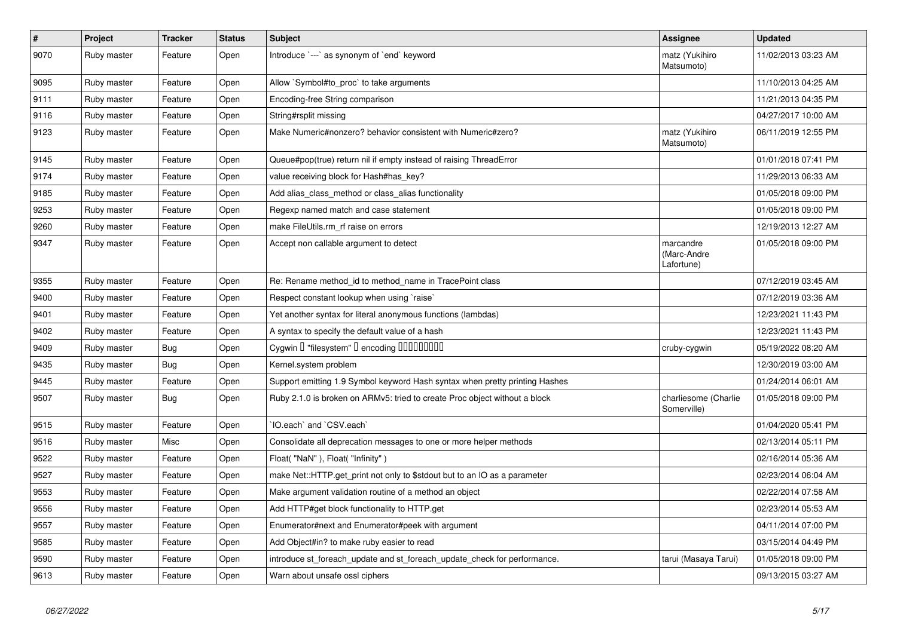| # | Project | Tracker | Status | Subject | Assignee | Updated |
|---|---|---|---|---|---|---|
| 9070 | Ruby master | Feature | Open | Introduce `---` as synonym of `end` keyword | matz (Yukihiro Matsumoto) | 11/02/2013 03:23 AM |
| 9095 | Ruby master | Feature | Open | Allow `Symbol#to_proc` to take arguments | | 11/10/2013 04:25 AM |
| 9111 | Ruby master | Feature | Open | Encoding-free String comparison | | 11/21/2013 04:35 PM |
| 9116 | Ruby master | Feature | Open | String#rsplit missing | | 04/27/2017 10:00 AM |
| 9123 | Ruby master | Feature | Open | Make Numeric#nonzero? behavior consistent with Numeric#zero? | matz (Yukihiro Matsumoto) | 06/11/2019 12:55 PM |
| 9145 | Ruby master | Feature | Open | Queue#pop(true) return nil if empty instead of raising ThreadError | | 01/01/2018 07:41 PM |
| 9174 | Ruby master | Feature | Open | value receiving block for Hash#has_key? | | 11/29/2013 06:33 AM |
| 9185 | Ruby master | Feature | Open | Add alias_class_method or class_alias functionality | | 01/05/2018 09:00 PM |
| 9253 | Ruby master | Feature | Open | Regexp named match and case statement | | 01/05/2018 09:00 PM |
| 9260 | Ruby master | Feature | Open | make FileUtils.rm_rf raise on errors | | 12/19/2013 12:27 AM |
| 9347 | Ruby master | Feature | Open | Accept non callable argument to detect | marcandre (Marc-Andre Lafortune) | 01/05/2018 09:00 PM |
| 9355 | Ruby master | Feature | Open | Re: Rename method_id to method_name in TracePoint class | | 07/12/2019 03:45 AM |
| 9400 | Ruby master | Feature | Open | Respect constant lookup when using `raise` | | 07/12/2019 03:36 AM |
| 9401 | Ruby master | Feature | Open | Yet another syntax for literal anonymous functions (lambdas) | | 12/23/2021 11:43 PM |
| 9402 | Ruby master | Feature | Open | A syntax to specify the default value of a hash | | 12/23/2021 11:43 PM |
| 9409 | Ruby master | Bug | Open | Cygwin � "filesystem" � encoding ��������� | cruby-cygwin | 05/19/2022 08:20 AM |
| 9435 | Ruby master | Bug | Open | Kernel.system problem | | 12/30/2019 03:00 AM |
| 9445 | Ruby master | Feature | Open | Support emitting 1.9 Symbol keyword Hash syntax when pretty printing Hashes | | 01/24/2014 06:01 AM |
| 9507 | Ruby master | Bug | Open | Ruby 2.1.0 is broken on ARMv5: tried to create Proc object without a block | charliesome (Charlie Somerville) | 01/05/2018 09:00 PM |
| 9515 | Ruby master | Feature | Open | `IO.each` and `CSV.each` | | 01/04/2020 05:41 PM |
| 9516 | Ruby master | Misc | Open | Consolidate all deprecation messages to one or more helper methods | | 02/13/2014 05:11 PM |
| 9522 | Ruby master | Feature | Open | Float( "NaN" ), Float( "Infinity" ) | | 02/16/2014 05:36 AM |
| 9527 | Ruby master | Feature | Open | make Net::HTTP.get_print not only to $stdout but to an IO as a parameter | | 02/23/2014 06:04 AM |
| 9553 | Ruby master | Feature | Open | Make argument validation routine of a method an object | | 02/22/2014 07:58 AM |
| 9556 | Ruby master | Feature | Open | Add HTTP#get block functionality to HTTP.get | | 02/23/2014 05:53 AM |
| 9557 | Ruby master | Feature | Open | Enumerator#next and Enumerator#peek with argument | | 04/11/2014 07:00 PM |
| 9585 | Ruby master | Feature | Open | Add Object#in? to make ruby easier to read | | 03/15/2014 04:49 PM |
| 9590 | Ruby master | Feature | Open | introduce st_foreach_update and st_foreach_update_check for performance. | tarui (Masaya Tarui) | 01/05/2018 09:00 PM |
| 9613 | Ruby master | Feature | Open | Warn about unsafe ossl ciphers | | 09/13/2015 03:27 AM |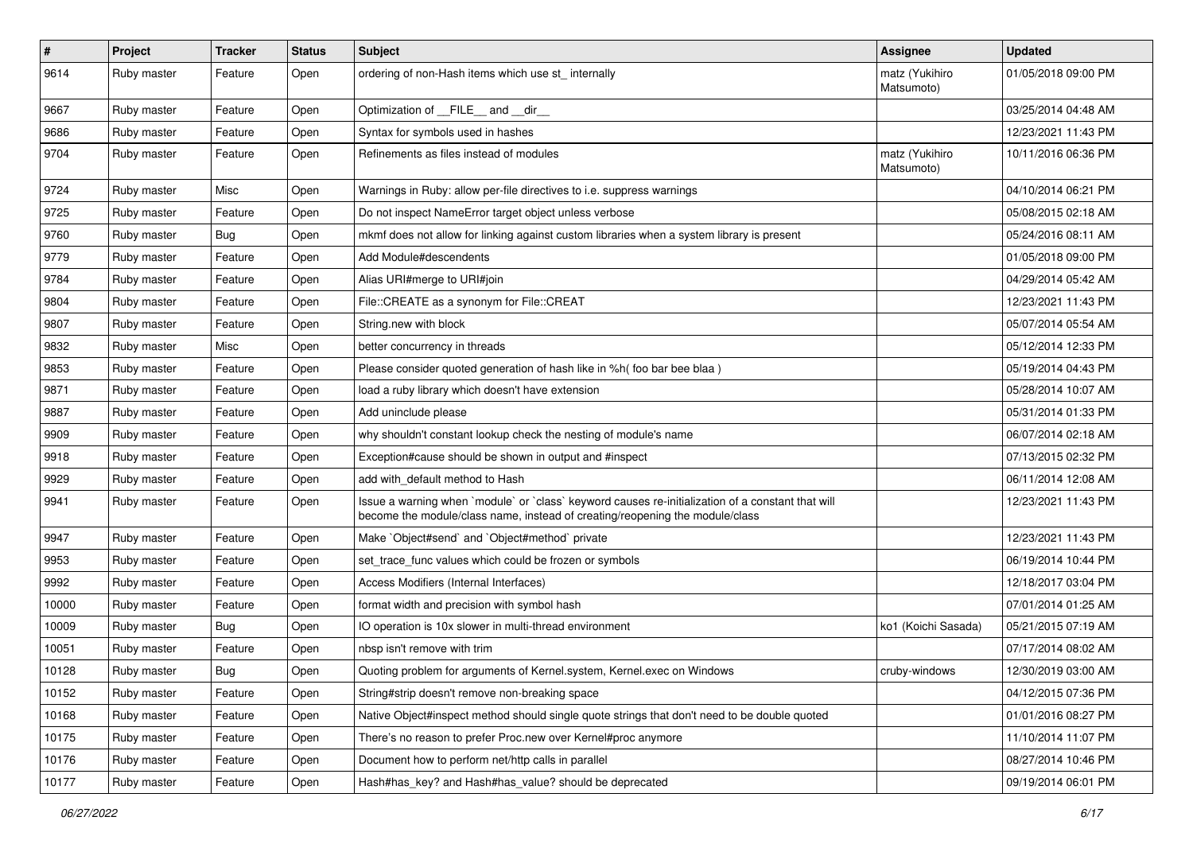| # | Project | Tracker | Status | Subject | Assignee | Updated |
|---|---|---|---|---|---|---|
| 9614 | Ruby master | Feature | Open | ordering of non-Hash items which use st_ internally | matz (Yukihiro Matsumoto) | 01/05/2018 09:00 PM |
| 9667 | Ruby master | Feature | Open | Optimization of __FILE__ and __dir__ | | 03/25/2014 04:48 AM |
| 9686 | Ruby master | Feature | Open | Syntax for symbols used in hashes | | 12/23/2021 11:43 PM |
| 9704 | Ruby master | Feature | Open | Refinements as files instead of modules | matz (Yukihiro Matsumoto) | 10/11/2016 06:36 PM |
| 9724 | Ruby master | Misc | Open | Warnings in Ruby: allow per-file directives to i.e. suppress warnings | | 04/10/2014 06:21 PM |
| 9725 | Ruby master | Feature | Open | Do not inspect NameError target object unless verbose | | 05/08/2015 02:18 AM |
| 9760 | Ruby master | Bug | Open | mkmf does not allow for linking against custom libraries when a system library is present | | 05/24/2016 08:11 AM |
| 9779 | Ruby master | Feature | Open | Add Module#descendents | | 01/05/2018 09:00 PM |
| 9784 | Ruby master | Feature | Open | Alias URI#merge to URI#join | | 04/29/2014 05:42 AM |
| 9804 | Ruby master | Feature | Open | File::CREATE as a synonym for File::CREAT | | 12/23/2021 11:43 PM |
| 9807 | Ruby master | Feature | Open | String.new with block | | 05/07/2014 05:54 AM |
| 9832 | Ruby master | Misc | Open | better concurrency in threads | | 05/12/2014 12:33 PM |
| 9853 | Ruby master | Feature | Open | Please consider quoted generation of hash like in %h( foo bar bee blaa ) | | 05/19/2014 04:43 PM |
| 9871 | Ruby master | Feature | Open | load a ruby library which doesn't have extension | | 05/28/2014 10:07 AM |
| 9887 | Ruby master | Feature | Open | Add uninclude please | | 05/31/2014 01:33 PM |
| 9909 | Ruby master | Feature | Open | why shouldn't constant lookup check the nesting of module's name | | 06/07/2014 02:18 AM |
| 9918 | Ruby master | Feature | Open | Exception#cause should be shown in output and #inspect | | 07/13/2015 02:32 PM |
| 9929 | Ruby master | Feature | Open | add with_default method to Hash | | 06/11/2014 12:08 AM |
| 9941 | Ruby master | Feature | Open | Issue a warning when `module` or `class` keyword causes re-initialization of a constant that will become the module/class name, instead of creating/reopening the module/class | | 12/23/2021 11:43 PM |
| 9947 | Ruby master | Feature | Open | Make `Object#send` and `Object#method` private | | 12/23/2021 11:43 PM |
| 9953 | Ruby master | Feature | Open | set_trace_func values which could be frozen or symbols | | 06/19/2014 10:44 PM |
| 9992 | Ruby master | Feature | Open | Access Modifiers (Internal Interfaces) | | 12/18/2017 03:04 PM |
| 10000 | Ruby master | Feature | Open | format width and precision with symbol hash | | 07/01/2014 01:25 AM |
| 10009 | Ruby master | Bug | Open | IO operation is 10x slower in multi-thread environment | ko1 (Koichi Sasada) | 05/21/2015 07:19 AM |
| 10051 | Ruby master | Feature | Open | nbsp isn't remove with trim | | 07/17/2014 08:02 AM |
| 10128 | Ruby master | Bug | Open | Quoting problem for arguments of Kernel.system, Kernel.exec on Windows | cruby-windows | 12/30/2019 03:00 AM |
| 10152 | Ruby master | Feature | Open | String#strip doesn't remove non-breaking space | | 04/12/2015 07:36 PM |
| 10168 | Ruby master | Feature | Open | Native Object#inspect method should single quote strings that don't need to be double quoted | | 01/01/2016 08:27 PM |
| 10175 | Ruby master | Feature | Open | There's no reason to prefer Proc.new over Kernel#proc anymore | | 11/10/2014 11:07 PM |
| 10176 | Ruby master | Feature | Open | Document how to perform net/http calls in parallel | | 08/27/2014 10:46 PM |
| 10177 | Ruby master | Feature | Open | Hash#has_key? and Hash#has_value? should be deprecated | | 09/19/2014 06:01 PM |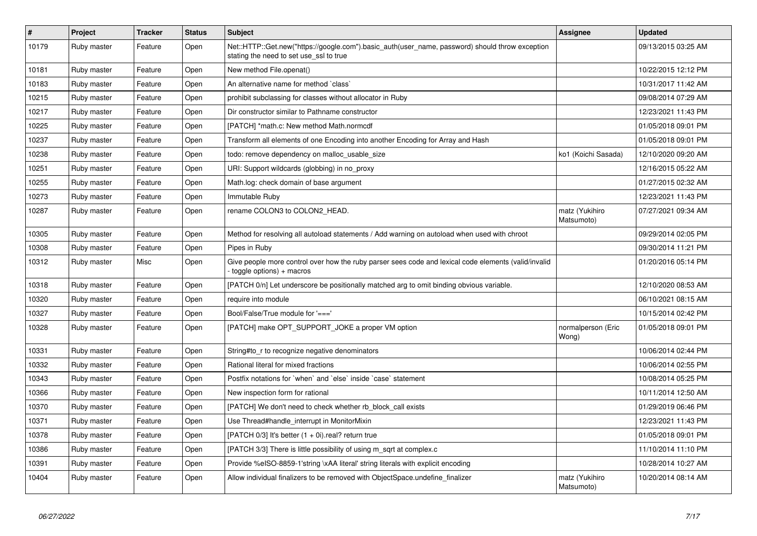| # | Project | Tracker | Status | Subject | Assignee | Updated |
|---|---|---|---|---|---|---|
| 10179 | Ruby master | Feature | Open | Net::HTTP::Get.new("https://google.com").basic_auth(user_name, password) should throw exception stating the need to set use_ssl to true | | 09/13/2015 03:25 AM |
| 10181 | Ruby master | Feature | Open | New method File.openat() | | 10/22/2015 12:12 PM |
| 10183 | Ruby master | Feature | Open | An alternative name for method `class` | | 10/31/2017 11:42 AM |
| 10215 | Ruby master | Feature | Open | prohibit subclassing for classes without allocator in Ruby | | 09/08/2014 07:29 AM |
| 10217 | Ruby master | Feature | Open | Dir constructor similar to Pathname constructor | | 12/23/2021 11:43 PM |
| 10225 | Ruby master | Feature | Open | [PATCH] *math.c: New method Math.normcdf | | 01/05/2018 09:01 PM |
| 10237 | Ruby master | Feature | Open | Transform all elements of one Encoding into another Encoding for Array and Hash | | 01/05/2018 09:01 PM |
| 10238 | Ruby master | Feature | Open | todo: remove dependency on malloc_usable_size | ko1 (Koichi Sasada) | 12/10/2020 09:20 AM |
| 10251 | Ruby master | Feature | Open | URI: Support wildcards (globbing) in no_proxy | | 12/16/2015 05:22 AM |
| 10255 | Ruby master | Feature | Open | Math.log: check domain of base argument | | 01/27/2015 02:32 AM |
| 10273 | Ruby master | Feature | Open | Immutable Ruby | | 12/23/2021 11:43 PM |
| 10287 | Ruby master | Feature | Open | rename COLON3 to COLON2_HEAD. | matz (Yukihiro Matsumoto) | 07/27/2021 09:34 AM |
| 10305 | Ruby master | Feature | Open | Method for resolving all autoload statements / Add warning on autoload when used with chroot | | 09/29/2014 02:05 PM |
| 10308 | Ruby master | Feature | Open | Pipes in Ruby | | 09/30/2014 11:21 PM |
| 10312 | Ruby master | Misc | Open | Give people more control over how the ruby parser sees code and lexical code elements (valid/invalid - toggle options) + macros | | 01/20/2016 05:14 PM |
| 10318 | Ruby master | Feature | Open | [PATCH 0/n] Let underscore be positionally matched arg to omit binding obvious variable. | | 12/10/2020 08:53 AM |
| 10320 | Ruby master | Feature | Open | require into module | | 06/10/2021 08:15 AM |
| 10327 | Ruby master | Feature | Open | Bool/False/True module for '===' | | 10/15/2014 02:42 PM |
| 10328 | Ruby master | Feature | Open | [PATCH] make OPT_SUPPORT_JOKE a proper VM option | normalperson (Eric Wong) | 01/05/2018 09:01 PM |
| 10331 | Ruby master | Feature | Open | String#to_r to recognize negative denominators | | 10/06/2014 02:44 PM |
| 10332 | Ruby master | Feature | Open | Rational literal for mixed fractions | | 10/06/2014 02:55 PM |
| 10343 | Ruby master | Feature | Open | Postfix notations for `when` and `else` inside `case` statement | | 10/08/2014 05:25 PM |
| 10366 | Ruby master | Feature | Open | New inspection form for rational | | 10/11/2014 12:50 AM |
| 10370 | Ruby master | Feature | Open | [PATCH] We don't need to check whether rb_block_call exists | | 01/29/2019 06:46 PM |
| 10371 | Ruby master | Feature | Open | Use Thread#handle_interrupt in MonitorMixin | | 12/23/2021 11:43 PM |
| 10378 | Ruby master | Feature | Open | [PATCH 0/3] It's better (1 + 0i).real? return true | | 01/05/2018 09:01 PM |
| 10386 | Ruby master | Feature | Open | [PATCH 3/3] There is little possibility of using m_sqrt at complex.c | | 11/10/2014 11:10 PM |
| 10391 | Ruby master | Feature | Open | Provide %eISO-8859-1'string \xAA literal' string literals with explicit encoding | | 10/28/2014 10:27 AM |
| 10404 | Ruby master | Feature | Open | Allow individual finalizers to be removed with ObjectSpace.undefine_finalizer | matz (Yukihiro Matsumoto) | 10/20/2014 08:14 AM |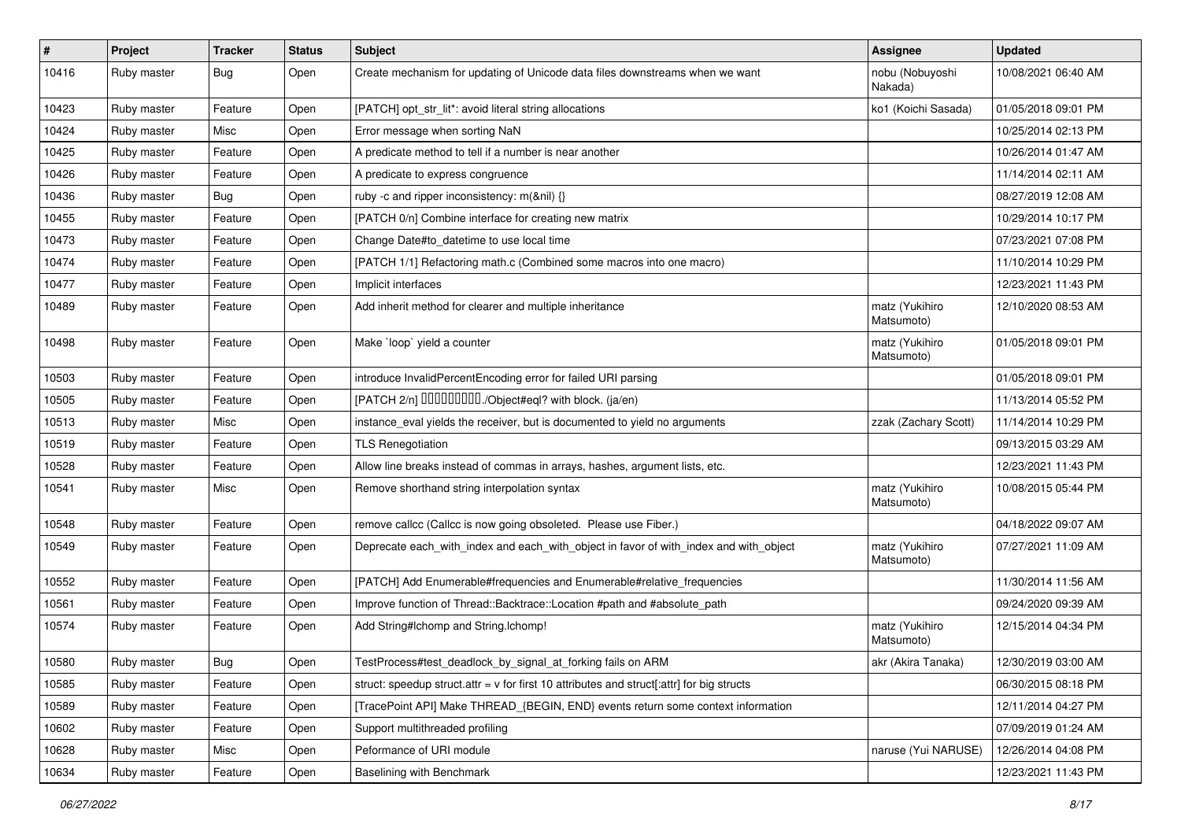| # | Project | Tracker | Status | Subject | Assignee | Updated |
|---|---|---|---|---|---|---|
| 10416 | Ruby master | Bug | Open | Create mechanism for updating of Unicode data files downstreams when we want | nobu (Nobuyoshi Nakada) | 10/08/2021 06:40 AM |
| 10423 | Ruby master | Feature | Open | [PATCH] opt_str_lit*: avoid literal string allocations | ko1 (Koichi Sasada) | 01/05/2018 09:01 PM |
| 10424 | Ruby master | Misc | Open | Error message when sorting NaN | | 10/25/2014 02:13 PM |
| 10425 | Ruby master | Feature | Open | A predicate method to tell if a number is near another | | 10/26/2014 01:47 AM |
| 10426 | Ruby master | Feature | Open | A predicate to express congruence | | 11/14/2014 02:11 AM |
| 10436 | Ruby master | Bug | Open | ruby -c and ripper inconsistency: m(&nil) {} | | 08/27/2019 12:08 AM |
| 10455 | Ruby master | Feature | Open | [PATCH 0/n] Combine interface for creating new matrix | | 10/29/2014 10:17 PM |
| 10473 | Ruby master | Feature | Open | Change Date#to_datetime to use local time | | 07/23/2021 07:08 PM |
| 10474 | Ruby master | Feature | Open | [PATCH 1/1] Refactoring math.c (Combined some macros into one macro) | | 11/10/2014 10:29 PM |
| 10477 | Ruby master | Feature | Open | Implicit interfaces | | 12/23/2021 11:43 PM |
| 10489 | Ruby master | Feature | Open | Add inherit method for clearer and multiple inheritance | matz (Yukihiro Matsumoto) | 12/10/2020 08:53 AM |
| 10498 | Ruby master | Feature | Open | Make `loop` yield a counter | matz (Yukihiro Matsumoto) | 01/05/2018 09:01 PM |
| 10503 | Ruby master | Feature | Open | introduce InvalidPercentEncoding error for failed URI parsing | | 01/05/2018 09:01 PM |
| 10505 | Ruby master | Feature | Open | [PATCH 2/n] □□□□□□□□□./Object#eql? with block. (ja/en) | | 11/13/2014 05:52 PM |
| 10513 | Ruby master | Misc | Open | instance_eval yields the receiver, but is documented to yield no arguments | zzak (Zachary Scott) | 11/14/2014 10:29 PM |
| 10519 | Ruby master | Feature | Open | TLS Renegotiation | | 09/13/2015 03:29 AM |
| 10528 | Ruby master | Feature | Open | Allow line breaks instead of commas in arrays, hashes, argument lists, etc. | | 12/23/2021 11:43 PM |
| 10541 | Ruby master | Misc | Open | Remove shorthand string interpolation syntax | matz (Yukihiro Matsumoto) | 10/08/2015 05:44 PM |
| 10548 | Ruby master | Feature | Open | remove callcc (Callcc is now going obsoleted. Please use Fiber.) | | 04/18/2022 09:07 AM |
| 10549 | Ruby master | Feature | Open | Deprecate each_with_index and each_with_object in favor of with_index and with_object | matz (Yukihiro Matsumoto) | 07/27/2021 11:09 AM |
| 10552 | Ruby master | Feature | Open | [PATCH] Add Enumerable#frequencies and Enumerable#relative_frequencies | | 11/30/2014 11:56 AM |
| 10561 | Ruby master | Feature | Open | Improve function of Thread::Backtrace::Location #path and #absolute_path | | 09/24/2020 09:39 AM |
| 10574 | Ruby master | Feature | Open | Add String#lchomp and String.lchomp! | matz (Yukihiro Matsumoto) | 12/15/2014 04:34 PM |
| 10580 | Ruby master | Bug | Open | TestProcess#test_deadlock_by_signal_at_forking fails on ARM | akr (Akira Tanaka) | 12/30/2019 03:00 AM |
| 10585 | Ruby master | Feature | Open | struct: speedup struct.attr = v for first 10 attributes and struct[:attr] for big structs | | 06/30/2015 08:18 PM |
| 10589 | Ruby master | Feature | Open | [TracePoint API] Make THREAD_{BEGIN, END} events return some context information | | 12/11/2014 04:27 PM |
| 10602 | Ruby master | Feature | Open | Support multithreaded profiling | | 07/09/2019 01:24 AM |
| 10628 | Ruby master | Misc | Open | Peformance of URI module | naruse (Yui NARUSE) | 12/26/2014 04:08 PM |
| 10634 | Ruby master | Feature | Open | Baselining with Benchmark | | 12/23/2021 11:43 PM |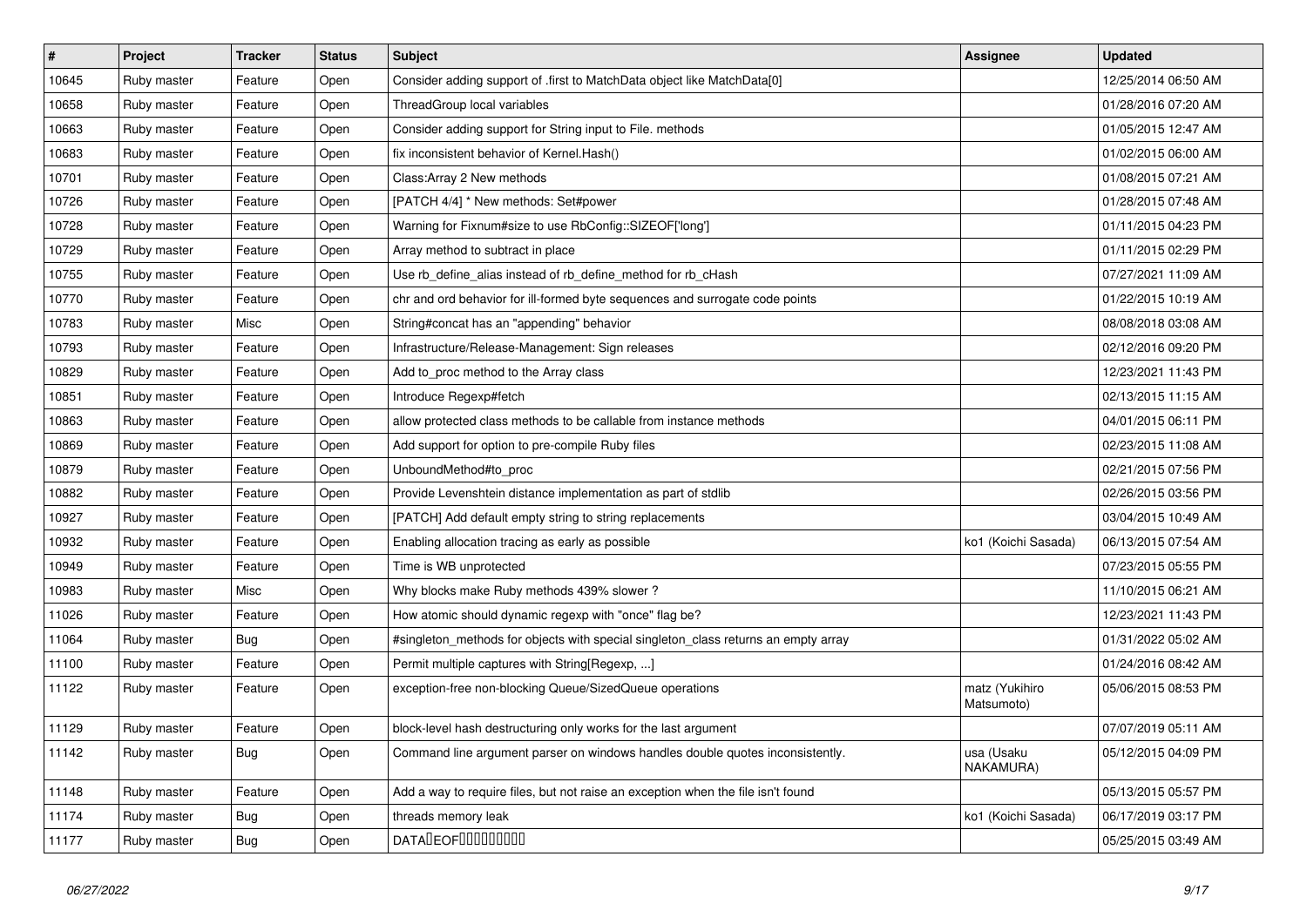| # | Project | Tracker | Status | Subject | Assignee | Updated |
| --- | --- | --- | --- | --- | --- | --- |
| 10645 | Ruby master | Feature | Open | Consider adding support of .first to MatchData object like MatchData[0] | | 12/25/2014 06:50 AM |
| 10658 | Ruby master | Feature | Open | ThreadGroup local variables | | 01/28/2016 07:20 AM |
| 10663 | Ruby master | Feature | Open | Consider adding support for String input to File. methods | | 01/05/2015 12:47 AM |
| 10683 | Ruby master | Feature | Open | fix inconsistent behavior of Kernel.Hash() | | 01/02/2015 06:00 AM |
| 10701 | Ruby master | Feature | Open | Class:Array 2 New methods | | 01/08/2015 07:21 AM |
| 10726 | Ruby master | Feature | Open | [PATCH 4/4] * New methods: Set#power | | 01/28/2015 07:48 AM |
| 10728 | Ruby master | Feature | Open | Warning for Fixnum#size to use RbConfig::SIZEOF['long'] | | 01/11/2015 04:23 PM |
| 10729 | Ruby master | Feature | Open | Array method to subtract in place | | 01/11/2015 02:29 PM |
| 10755 | Ruby master | Feature | Open | Use rb_define_alias instead of rb_define_method for rb_cHash | | 07/27/2021 11:09 AM |
| 10770 | Ruby master | Feature | Open | chr and ord behavior for ill-formed byte sequences and surrogate code points | | 01/22/2015 10:19 AM |
| 10783 | Ruby master | Misc | Open | String#concat has an "appending" behavior | | 08/08/2018 03:08 AM |
| 10793 | Ruby master | Feature | Open | Infrastructure/Release-Management: Sign releases | | 02/12/2016 09:20 PM |
| 10829 | Ruby master | Feature | Open | Add to_proc method to the Array class | | 12/23/2021 11:43 PM |
| 10851 | Ruby master | Feature | Open | Introduce Regexp#fetch | | 02/13/2015 11:15 AM |
| 10863 | Ruby master | Feature | Open | allow protected class methods to be callable from instance methods | | 04/01/2015 06:11 PM |
| 10869 | Ruby master | Feature | Open | Add support for option to pre-compile Ruby files | | 02/23/2015 11:08 AM |
| 10879 | Ruby master | Feature | Open | UnboundMethod#to_proc | | 02/21/2015 07:56 PM |
| 10882 | Ruby master | Feature | Open | Provide Levenshtein distance implementation as part of stdlib | | 02/26/2015 03:56 PM |
| 10927 | Ruby master | Feature | Open | [PATCH] Add default empty string to string replacements | | 03/04/2015 10:49 AM |
| 10932 | Ruby master | Feature | Open | Enabling allocation tracing as early as possible | ko1 (Koichi Sasada) | 06/13/2015 07:54 AM |
| 10949 | Ruby master | Feature | Open | Time is WB unprotected | | 07/23/2015 05:55 PM |
| 10983 | Ruby master | Misc | Open | Why blocks make Ruby methods 439% slower ? | | 11/10/2015 06:21 AM |
| 11026 | Ruby master | Feature | Open | How atomic should dynamic regexp with "once" flag be? | | 12/23/2021 11:43 PM |
| 11064 | Ruby master | Bug | Open | #singleton_methods for objects with special singleton_class returns an empty array | | 01/31/2022 05:02 AM |
| 11100 | Ruby master | Feature | Open | Permit multiple captures with String[Regexp, ...] | | 01/24/2016 08:42 AM |
| 11122 | Ruby master | Feature | Open | exception-free non-blocking Queue/SizedQueue operations | matz (Yukihiro Matsumoto) | 05/06/2015 08:53 PM |
| 11129 | Ruby master | Feature | Open | block-level hash destructuring only works for the last argument | | 07/07/2019 05:11 AM |
| 11142 | Ruby master | Bug | Open | Command line argument parser on windows handles double quotes inconsistently. | usa (Usaku NAKAMURA) | 05/12/2015 04:09 PM |
| 11148 | Ruby master | Feature | Open | Add a way to require files, but not raise an exception when the file isn't found | | 05/13/2015 05:57 PM |
| 11174 | Ruby master | Bug | Open | threads memory leak | ko1 (Koichi Sasada) | 06/17/2019 03:17 PM |
| 11177 | Ruby master | Bug | Open | DATA�EOF��������� | | 05/25/2015 03:49 AM |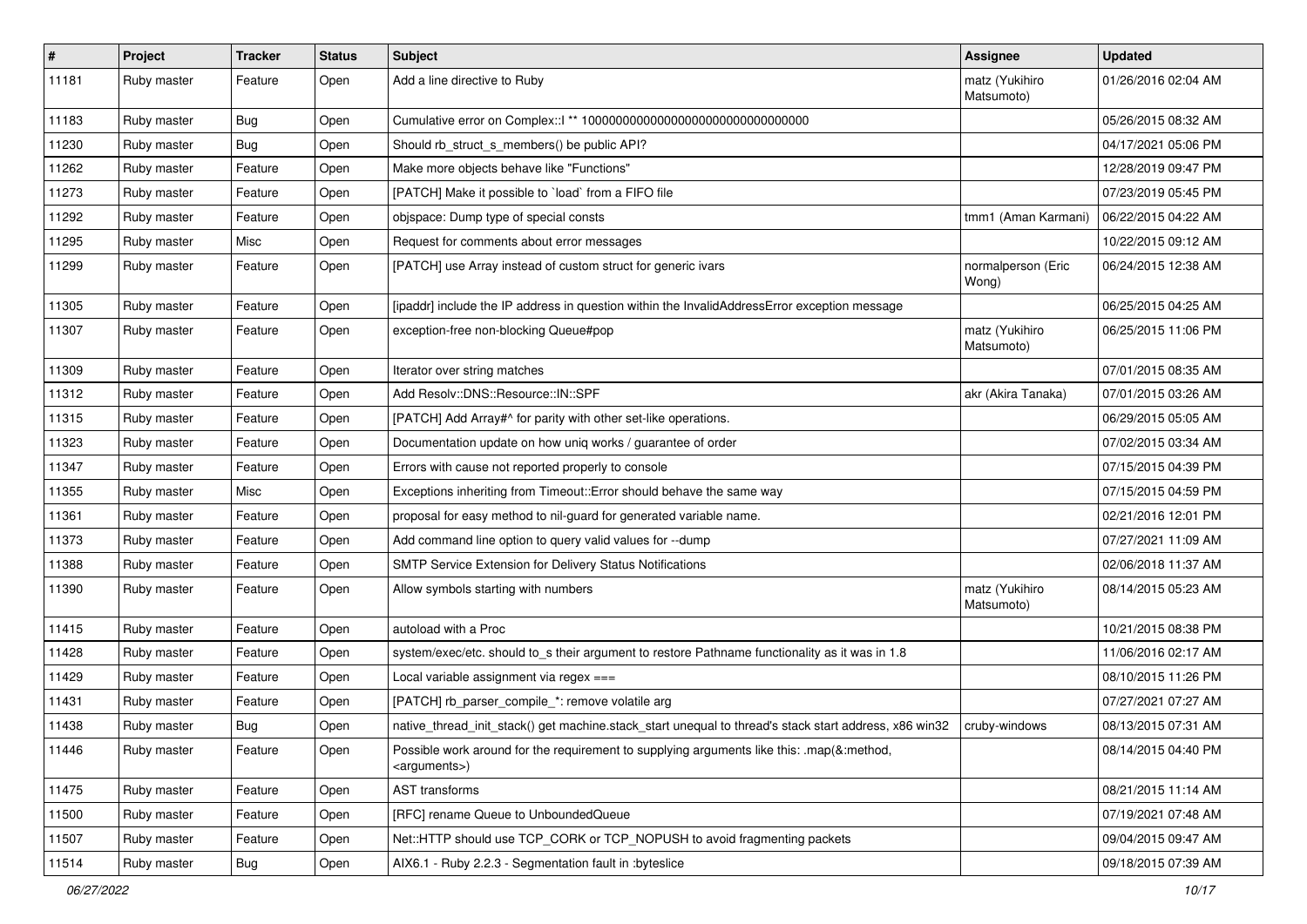| # | Project | Tracker | Status | Subject | Assignee | Updated |
|---|---|---|---|---|---|---|
| 11181 | Ruby master | Feature | Open | Add a line directive to Ruby | matz (Yukihiro Matsumoto) | 01/26/2016 02:04 AM |
| 11183 | Ruby master | Bug | Open | Cumulative error on Complex::I ** 100000000000000000000000000000000 | | 05/26/2015 08:32 AM |
| 11230 | Ruby master | Bug | Open | Should rb_struct_s_members() be public API? | | 04/17/2021 05:06 PM |
| 11262 | Ruby master | Feature | Open | Make more objects behave like "Functions" | | 12/28/2019 09:47 PM |
| 11273 | Ruby master | Feature | Open | [PATCH] Make it possible to `load` from a FIFO file | | 07/23/2019 05:45 PM |
| 11292 | Ruby master | Feature | Open | objspace: Dump type of special consts | tmm1 (Aman Karmani) | 06/22/2015 04:22 AM |
| 11295 | Ruby master | Misc | Open | Request for comments about error messages | | 10/22/2015 09:12 AM |
| 11299 | Ruby master | Feature | Open | [PATCH] use Array instead of custom struct for generic ivars | normalperson (Eric Wong) | 06/24/2015 12:38 AM |
| 11305 | Ruby master | Feature | Open | [ipaddr] include the IP address in question within the InvalidAddressError exception message | | 06/25/2015 04:25 AM |
| 11307 | Ruby master | Feature | Open | exception-free non-blocking Queue#pop | matz (Yukihiro Matsumoto) | 06/25/2015 11:06 PM |
| 11309 | Ruby master | Feature | Open | Iterator over string matches | | 07/01/2015 08:35 AM |
| 11312 | Ruby master | Feature | Open | Add Resolv::DNS::Resource::IN::SPF | akr (Akira Tanaka) | 07/01/2015 03:26 AM |
| 11315 | Ruby master | Feature | Open | [PATCH] Add Array#^ for parity with other set-like operations. | | 06/29/2015 05:05 AM |
| 11323 | Ruby master | Feature | Open | Documentation update on how uniq works / guarantee of order | | 07/02/2015 03:34 AM |
| 11347 | Ruby master | Feature | Open | Errors with cause not reported properly to console | | 07/15/2015 04:39 PM |
| 11355 | Ruby master | Misc | Open | Exceptions inheriting from Timeout::Error should behave the same way | | 07/15/2015 04:59 PM |
| 11361 | Ruby master | Feature | Open | proposal for easy method to nil-guard for generated variable name. | | 02/21/2016 12:01 PM |
| 11373 | Ruby master | Feature | Open | Add command line option to query valid values for --dump | | 07/27/2021 11:09 AM |
| 11388 | Ruby master | Feature | Open | SMTP Service Extension for Delivery Status Notifications | | 02/06/2018 11:37 AM |
| 11390 | Ruby master | Feature | Open | Allow symbols starting with numbers | matz (Yukihiro Matsumoto) | 08/14/2015 05:23 AM |
| 11415 | Ruby master | Feature | Open | autoload with a Proc | | 10/21/2015 08:38 PM |
| 11428 | Ruby master | Feature | Open | system/exec/etc. should to_s their argument to restore Pathname functionality as it was in 1.8 | | 11/06/2016 02:17 AM |
| 11429 | Ruby master | Feature | Open | Local variable assignment via regex === | | 08/10/2015 11:26 PM |
| 11431 | Ruby master | Feature | Open | [PATCH] rb_parser_compile_*: remove volatile arg | | 07/27/2021 07:27 AM |
| 11438 | Ruby master | Bug | Open | native_thread_init_stack() get machine.stack_start unequal to thread's stack start address, x86 win32 | cruby-windows | 08/13/2015 07:31 AM |
| 11446 | Ruby master | Feature | Open | Possible work around for the requirement to supplying arguments like this: .map(&:method, <arguments>) | | 08/14/2015 04:40 PM |
| 11475 | Ruby master | Feature | Open | AST transforms | | 08/21/2015 11:14 AM |
| 11500 | Ruby master | Feature | Open | [RFC] rename Queue to UnboundedQueue | | 07/19/2021 07:48 AM |
| 11507 | Ruby master | Feature | Open | Net::HTTP should use TCP_CORK or TCP_NOPUSH to avoid fragmenting packets | | 09/04/2015 09:47 AM |
| 11514 | Ruby master | Bug | Open | AIX6.1 - Ruby 2.2.3 - Segmentation fault in :byteslice | | 09/18/2015 07:39 AM |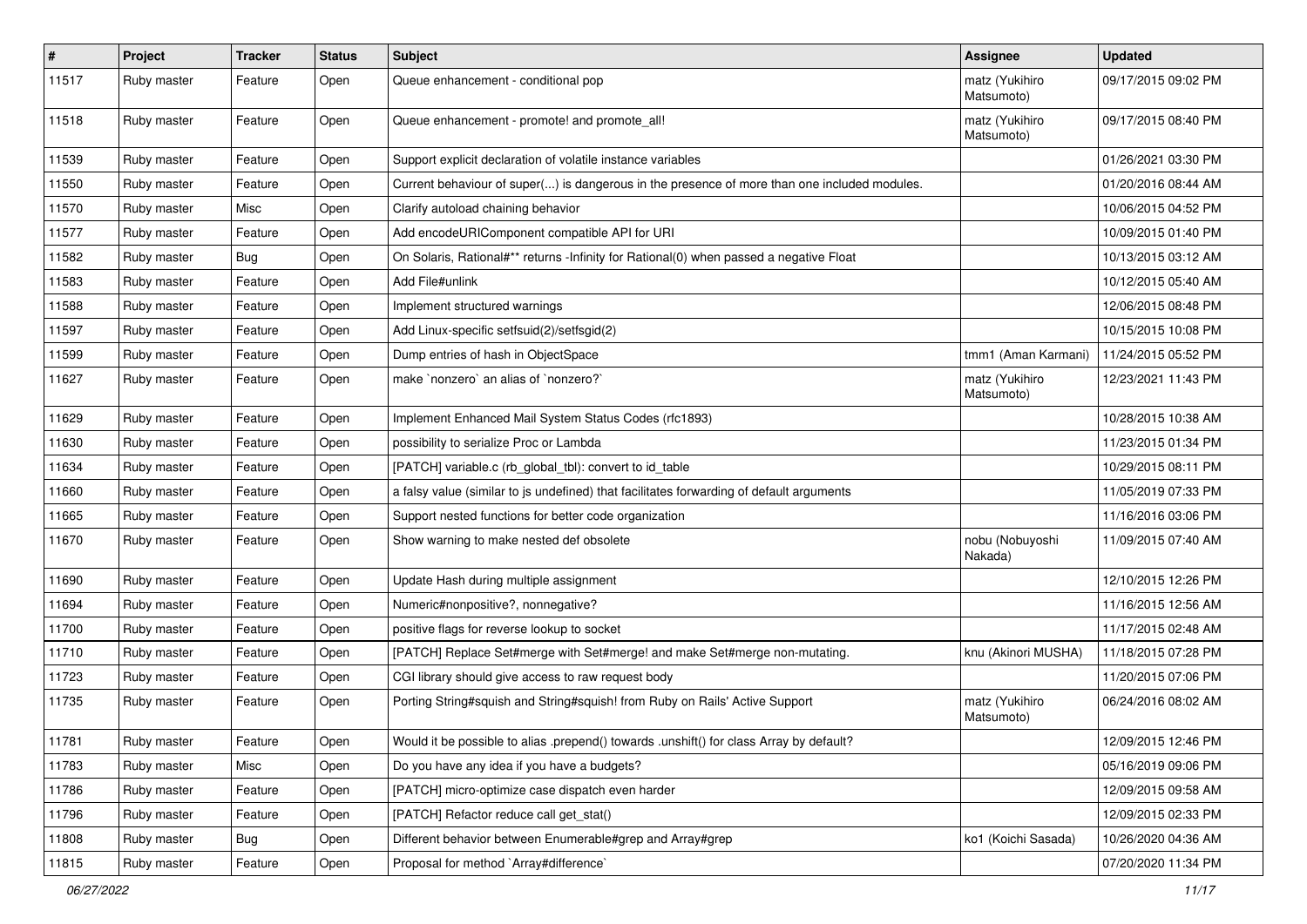| # | Project | Tracker | Status | Subject | Assignee | Updated |
|---|---|---|---|---|---|---|
| 11517 | Ruby master | Feature | Open | Queue enhancement - conditional pop | matz (Yukihiro Matsumoto) | 09/17/2015 09:02 PM |
| 11518 | Ruby master | Feature | Open | Queue enhancement - promote! and promote_all! | matz (Yukihiro Matsumoto) | 09/17/2015 08:40 PM |
| 11539 | Ruby master | Feature | Open | Support explicit declaration of volatile instance variables | | 01/26/2021 03:30 PM |
| 11550 | Ruby master | Feature | Open | Current behaviour of super(...) is dangerous in the presence of more than one included modules. | | 01/20/2016 08:44 AM |
| 11570 | Ruby master | Misc | Open | Clarify autoload chaining behavior | | 10/06/2015 04:52 PM |
| 11577 | Ruby master | Feature | Open | Add encodeURIComponent compatible API for URI | | 10/09/2015 01:40 PM |
| 11582 | Ruby master | Bug | Open | On Solaris, Rational#** returns -Infinity for Rational(0) when passed a negative Float | | 10/13/2015 03:12 AM |
| 11583 | Ruby master | Feature | Open | Add File#unlink | | 10/12/2015 05:40 AM |
| 11588 | Ruby master | Feature | Open | Implement structured warnings | | 12/06/2015 08:48 PM |
| 11597 | Ruby master | Feature | Open | Add Linux-specific setfsuid(2)/setfsgid(2) | | 10/15/2015 10:08 PM |
| 11599 | Ruby master | Feature | Open | Dump entries of hash in ObjectSpace | tmm1 (Aman Karmani) | 11/24/2015 05:52 PM |
| 11627 | Ruby master | Feature | Open | make `nonzero` an alias of `nonzero?` | matz (Yukihiro Matsumoto) | 12/23/2021 11:43 PM |
| 11629 | Ruby master | Feature | Open | Implement Enhanced Mail System Status Codes (rfc1893) | | 10/28/2015 10:38 AM |
| 11630 | Ruby master | Feature | Open | possibility to serialize Proc or Lambda | | 11/23/2015 01:34 PM |
| 11634 | Ruby master | Feature | Open | [PATCH] variable.c (rb_global_tbl): convert to id_table | | 10/29/2015 08:11 PM |
| 11660 | Ruby master | Feature | Open | a falsy value (similar to js undefined) that facilitates forwarding of default arguments | | 11/05/2019 07:33 PM |
| 11665 | Ruby master | Feature | Open | Support nested functions for better code organization | | 11/16/2016 03:06 PM |
| 11670 | Ruby master | Feature | Open | Show warning to make nested def obsolete | nobu (Nobuyoshi Nakada) | 11/09/2015 07:40 AM |
| 11690 | Ruby master | Feature | Open | Update Hash during multiple assignment | | 12/10/2015 12:26 PM |
| 11694 | Ruby master | Feature | Open | Numeric#nonpositive?, nonnegative? | | 11/16/2015 12:56 AM |
| 11700 | Ruby master | Feature | Open | positive flags for reverse lookup to socket | | 11/17/2015 02:48 AM |
| 11710 | Ruby master | Feature | Open | [PATCH] Replace Set#merge with Set#merge! and make Set#merge non-mutating. | knu (Akinori MUSHA) | 11/18/2015 07:28 PM |
| 11723 | Ruby master | Feature | Open | CGI library should give access to raw request body | | 11/20/2015 07:06 PM |
| 11735 | Ruby master | Feature | Open | Porting String#squish and String#squish! from Ruby on Rails' Active Support | matz (Yukihiro Matsumoto) | 06/24/2016 08:02 AM |
| 11781 | Ruby master | Feature | Open | Would it be possible to alias .prepend() towards .unshift() for class Array by default? | | 12/09/2015 12:46 PM |
| 11783 | Ruby master | Misc | Open | Do you have any idea if you have a budgets? | | 05/16/2019 09:06 PM |
| 11786 | Ruby master | Feature | Open | [PATCH] micro-optimize case dispatch even harder | | 12/09/2015 09:58 AM |
| 11796 | Ruby master | Feature | Open | [PATCH] Refactor reduce call get_stat() | | 12/09/2015 02:33 PM |
| 11808 | Ruby master | Bug | Open | Different behavior between Enumerable#grep and Array#grep | ko1 (Koichi Sasada) | 10/26/2020 04:36 AM |
| 11815 | Ruby master | Feature | Open | Proposal for method `Array#difference` | | 07/20/2020 11:34 PM |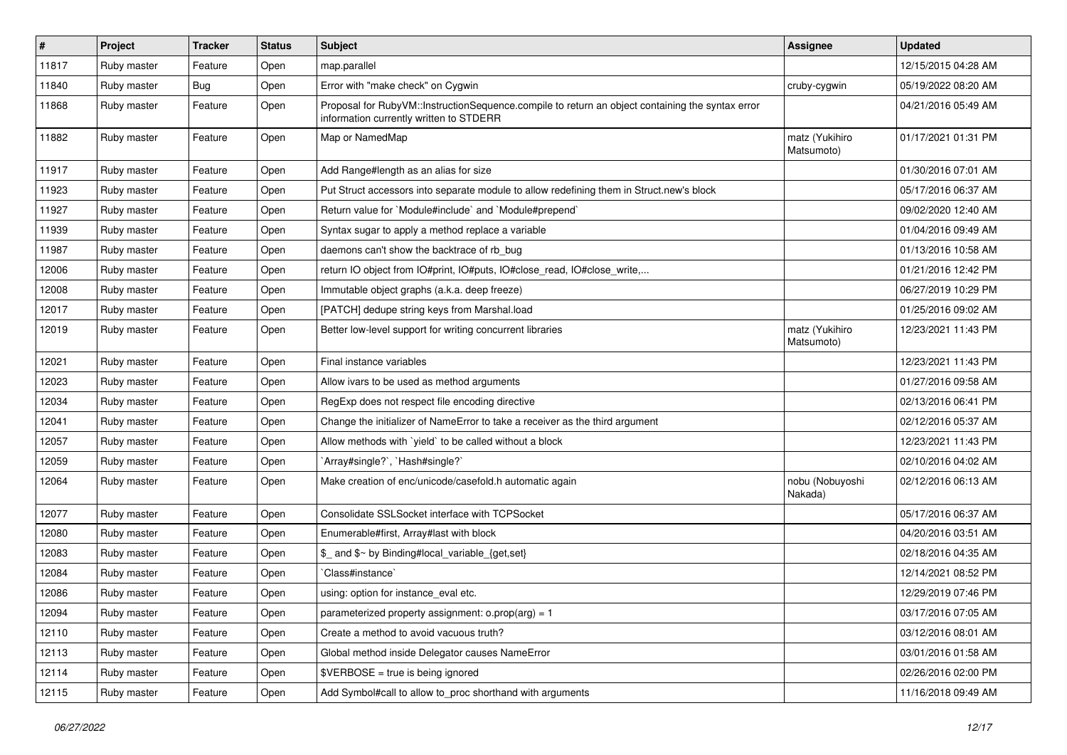| # | Project | Tracker | Status | Subject | Assignee | Updated |
|---|---|---|---|---|---|---|
| 11817 | Ruby master | Feature | Open | map.parallel | | 12/15/2015 04:28 AM |
| 11840 | Ruby master | Bug | Open | Error with "make check" on Cygwin | cruby-cygwin | 05/19/2022 08:20 AM |
| 11868 | Ruby master | Feature | Open | Proposal for RubyVM::InstructionSequence.compile to return an object containing the syntax error information currently written to STDERR | | 04/21/2016 05:49 AM |
| 11882 | Ruby master | Feature | Open | Map or NamedMap | matz (Yukihiro Matsumoto) | 01/17/2021 01:31 PM |
| 11917 | Ruby master | Feature | Open | Add Range#length as an alias for size | | 01/30/2016 07:01 AM |
| 11923 | Ruby master | Feature | Open | Put Struct accessors into separate module to allow redefining them in Struct.new's block | | 05/17/2016 06:37 AM |
| 11927 | Ruby master | Feature | Open | Return value for `Module#include` and `Module#prepend` | | 09/02/2020 12:40 AM |
| 11939 | Ruby master | Feature | Open | Syntax sugar to apply a method replace a variable | | 01/04/2016 09:49 AM |
| 11987 | Ruby master | Feature | Open | daemons can't show the backtrace of rb_bug | | 01/13/2016 10:58 AM |
| 12006 | Ruby master | Feature | Open | return IO object from IO#print, IO#puts, IO#close_read, IO#close_write,... | | 01/21/2016 12:42 PM |
| 12008 | Ruby master | Feature | Open | Immutable object graphs (a.k.a. deep freeze) | | 06/27/2019 10:29 PM |
| 12017 | Ruby master | Feature | Open | [PATCH] dedupe string keys from Marshal.load | | 01/25/2016 09:02 AM |
| 12019 | Ruby master | Feature | Open | Better low-level support for writing concurrent libraries | matz (Yukihiro Matsumoto) | 12/23/2021 11:43 PM |
| 12021 | Ruby master | Feature | Open | Final instance variables | | 12/23/2021 11:43 PM |
| 12023 | Ruby master | Feature | Open | Allow ivars to be used as method arguments | | 01/27/2016 09:58 AM |
| 12034 | Ruby master | Feature | Open | RegExp does not respect file encoding directive | | 02/13/2016 06:41 PM |
| 12041 | Ruby master | Feature | Open | Change the initializer of NameError to take a receiver as the third argument | | 02/12/2016 05:37 AM |
| 12057 | Ruby master | Feature | Open | Allow methods with `yield` to be called without a block | | 12/23/2021 11:43 PM |
| 12059 | Ruby master | Feature | Open | `Array#single?`, `Hash#single?` | | 02/10/2016 04:02 AM |
| 12064 | Ruby master | Feature | Open | Make creation of enc/unicode/casefold.h automatic again | nobu (Nobuyoshi Nakada) | 02/12/2016 06:13 AM |
| 12077 | Ruby master | Feature | Open | Consolidate SSLSocket interface with TCPSocket | | 05/17/2016 06:37 AM |
| 12080 | Ruby master | Feature | Open | Enumerable#first, Array#last with block | | 04/20/2016 03:51 AM |
| 12083 | Ruby master | Feature | Open | $_ and $~ by Binding#local_variable_{get,set} | | 02/18/2016 04:35 AM |
| 12084 | Ruby master | Feature | Open | `Class#instance` | | 12/14/2021 08:52 PM |
| 12086 | Ruby master | Feature | Open | using: option for instance_eval etc. | | 12/29/2019 07:46 PM |
| 12094 | Ruby master | Feature | Open | parameterized property assignment: o.prop(arg) = 1 | | 03/17/2016 07:05 AM |
| 12110 | Ruby master | Feature | Open | Create a method to avoid vacuous truth? | | 03/12/2016 08:01 AM |
| 12113 | Ruby master | Feature | Open | Global method inside Delegator causes NameError | | 03/01/2016 01:58 AM |
| 12114 | Ruby master | Feature | Open | $VERBOSE = true is being ignored | | 02/26/2016 02:00 PM |
| 12115 | Ruby master | Feature | Open | Add Symbol#call to allow to_proc shorthand with arguments | | 11/16/2018 09:49 AM |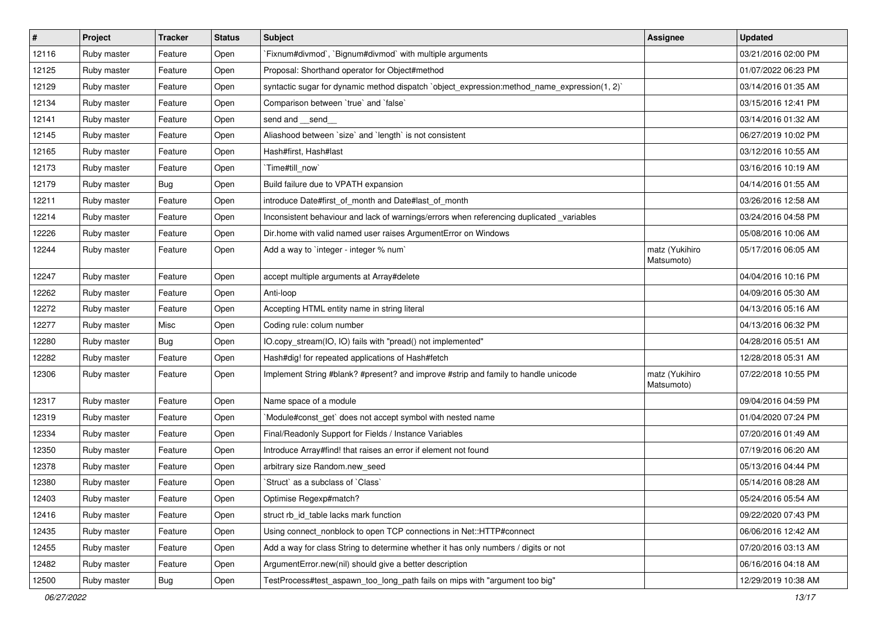| # | Project | Tracker | Status | Subject | Assignee | Updated |
|---|---|---|---|---|---|---|
| 12116 | Ruby master | Feature | Open | `Fixnum#divmod`, `Bignum#divmod` with multiple arguments | | 03/21/2016 02:00 PM |
| 12125 | Ruby master | Feature | Open | Proposal: Shorthand operator for Object#method | | 01/07/2022 06:23 PM |
| 12129 | Ruby master | Feature | Open | syntactic sugar for dynamic method dispatch `object_expression:method_name_expression(1, 2)` | | 03/14/2016 01:35 AM |
| 12134 | Ruby master | Feature | Open | Comparison between `true` and `false` | | 03/15/2016 12:41 PM |
| 12141 | Ruby master | Feature | Open | send and __send__ | | 03/14/2016 01:32 AM |
| 12145 | Ruby master | Feature | Open | Aliashood between `size` and `length` is not consistent | | 06/27/2019 10:02 PM |
| 12165 | Ruby master | Feature | Open | Hash#first, Hash#last | | 03/12/2016 10:55 AM |
| 12173 | Ruby master | Feature | Open | `Time#till_now` | | 03/16/2016 10:19 AM |
| 12179 | Ruby master | Bug | Open | Build failure due to VPATH expansion | | 04/14/2016 01:55 AM |
| 12211 | Ruby master | Feature | Open | introduce Date#first_of_month and Date#last_of_month | | 03/26/2016 12:58 AM |
| 12214 | Ruby master | Feature | Open | Inconsistent behaviour and lack of warnings/errors when referencing duplicated _variables | | 03/24/2016 04:58 PM |
| 12226 | Ruby master | Feature | Open | Dir.home with valid named user raises ArgumentError on Windows | | 05/08/2016 10:06 AM |
| 12244 | Ruby master | Feature | Open | Add a way to `integer - integer % num` | matz (Yukihiro Matsumoto) | 05/17/2016 06:05 AM |
| 12247 | Ruby master | Feature | Open | accept multiple arguments at Array#delete | | 04/04/2016 10:16 PM |
| 12262 | Ruby master | Feature | Open | Anti-loop | | 04/09/2016 05:30 AM |
| 12272 | Ruby master | Feature | Open | Accepting HTML entity name in string literal | | 04/13/2016 05:16 AM |
| 12277 | Ruby master | Misc | Open | Coding rule: colum number | | 04/13/2016 06:32 PM |
| 12280 | Ruby master | Bug | Open | IO.copy_stream(IO, IO) fails with "pread() not implemented" | | 04/28/2016 05:51 AM |
| 12282 | Ruby master | Feature | Open | Hash#dig! for repeated applications of Hash#fetch | | 12/28/2018 05:31 AM |
| 12306 | Ruby master | Feature | Open | Implement String #blank? #present? and improve #strip and family to handle unicode | matz (Yukihiro Matsumoto) | 07/22/2018 10:55 PM |
| 12317 | Ruby master | Feature | Open | Name space of a module | | 09/04/2016 04:59 PM |
| 12319 | Ruby master | Feature | Open | `Module#const_get` does not accept symbol with nested name | | 01/04/2020 07:24 PM |
| 12334 | Ruby master | Feature | Open | Final/Readonly Support for Fields / Instance Variables | | 07/20/2016 01:49 AM |
| 12350 | Ruby master | Feature | Open | Introduce Array#find! that raises an error if element not found | | 07/19/2016 06:20 AM |
| 12378 | Ruby master | Feature | Open | arbitrary size Random.new_seed | | 05/13/2016 04:44 PM |
| 12380 | Ruby master | Feature | Open | `Struct` as a subclass of `Class` | | 05/14/2016 08:28 AM |
| 12403 | Ruby master | Feature | Open | Optimise Regexp#match? | | 05/24/2016 05:54 AM |
| 12416 | Ruby master | Feature | Open | struct rb_id_table lacks mark function | | 09/22/2020 07:43 PM |
| 12435 | Ruby master | Feature | Open | Using connect_nonblock to open TCP connections in Net::HTTP#connect | | 06/06/2016 12:42 AM |
| 12455 | Ruby master | Feature | Open | Add a way for class String to determine whether it has only numbers / digits or not | | 07/20/2016 03:13 AM |
| 12482 | Ruby master | Feature | Open | ArgumentError.new(nil) should give a better description | | 06/16/2016 04:18 AM |
| 12500 | Ruby master | Bug | Open | TestProcess#test_aspawn_too_long_path fails on mips with "argument too big" | | 12/29/2019 10:38 AM |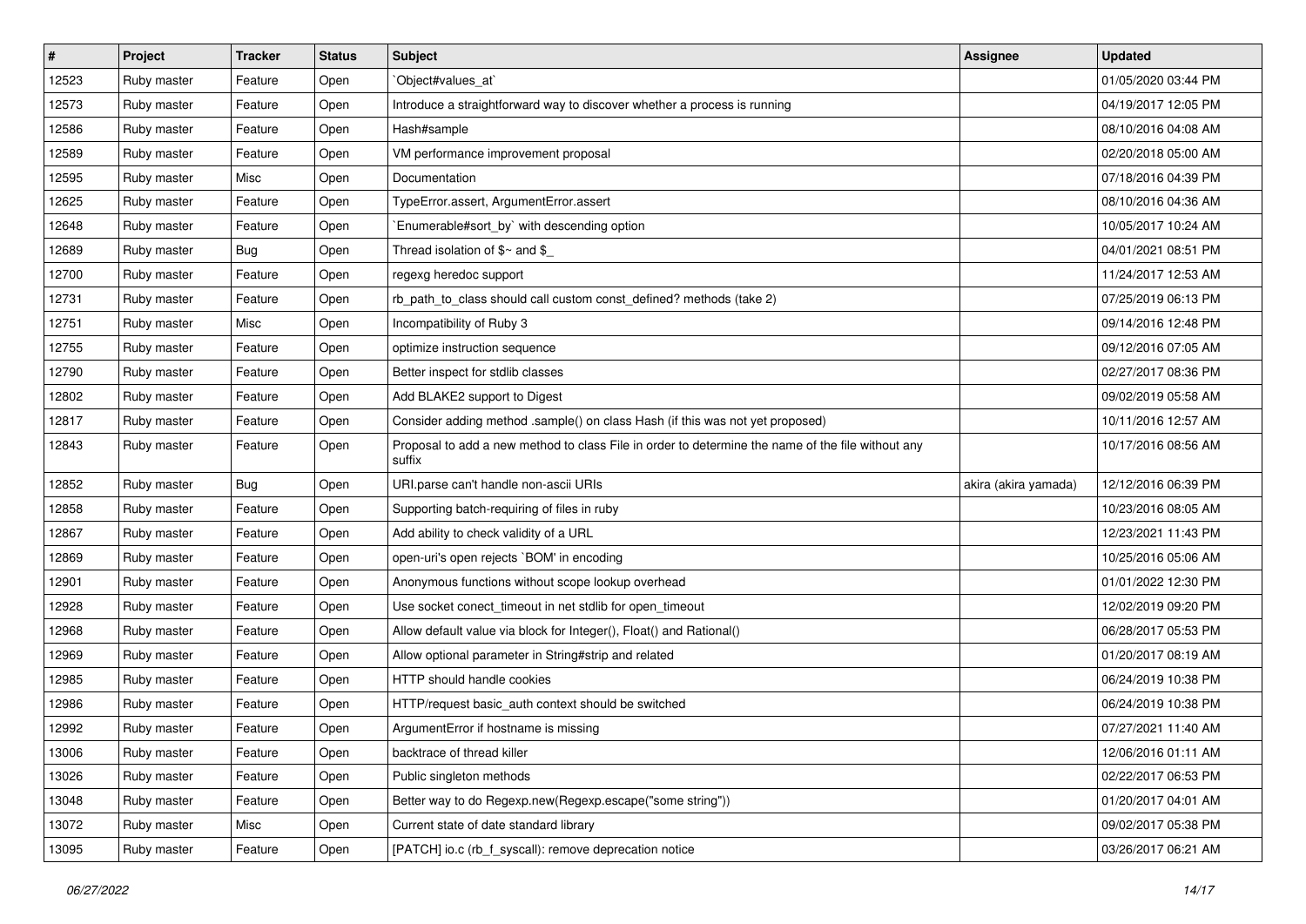| # | Project | Tracker | Status | Subject | Assignee | Updated |
|---|---|---|---|---|---|---|
| 12523 | Ruby master | Feature | Open | `Object#values_at` | | 01/05/2020 03:44 PM |
| 12573 | Ruby master | Feature | Open | Introduce a straightforward way to discover whether a process is running | | 04/19/2017 12:05 PM |
| 12586 | Ruby master | Feature | Open | Hash#sample | | 08/10/2016 04:08 AM |
| 12589 | Ruby master | Feature | Open | VM performance improvement proposal | | 02/20/2018 05:00 AM |
| 12595 | Ruby master | Misc | Open | Documentation | | 07/18/2016 04:39 PM |
| 12625 | Ruby master | Feature | Open | TypeError.assert, ArgumentError.assert | | 08/10/2016 04:36 AM |
| 12648 | Ruby master | Feature | Open | `Enumerable#sort_by` with descending option | | 10/05/2017 10:24 AM |
| 12689 | Ruby master | Bug | Open | Thread isolation of $~ and $_ | | 04/01/2021 08:51 PM |
| 12700 | Ruby master | Feature | Open | regexg heredoc support | | 11/24/2017 12:53 AM |
| 12731 | Ruby master | Feature | Open | rb_path_to_class should call custom const_defined? methods (take 2) | | 07/25/2019 06:13 PM |
| 12751 | Ruby master | Misc | Open | Incompatibility of Ruby 3 | | 09/14/2016 12:48 PM |
| 12755 | Ruby master | Feature | Open | optimize instruction sequence | | 09/12/2016 07:05 AM |
| 12790 | Ruby master | Feature | Open | Better inspect for stdlib classes | | 02/27/2017 08:36 PM |
| 12802 | Ruby master | Feature | Open | Add BLAKE2 support to Digest | | 09/02/2019 05:58 AM |
| 12817 | Ruby master | Feature | Open | Consider adding method .sample() on class Hash (if this was not yet proposed) | | 10/11/2016 12:57 AM |
| 12843 | Ruby master | Feature | Open | Proposal to add a new method to class File in order to determine the name of the file without any suffix | | 10/17/2016 08:56 AM |
| 12852 | Ruby master | Bug | Open | URI.parse can't handle non-ascii URIs | akira (akira yamada) | 12/12/2016 06:39 PM |
| 12858 | Ruby master | Feature | Open | Supporting batch-requiring of files in ruby | | 10/23/2016 08:05 AM |
| 12867 | Ruby master | Feature | Open | Add ability to check validity of a URL | | 12/23/2021 11:43 PM |
| 12869 | Ruby master | Feature | Open | open-uri's open rejects `BOM' in encoding | | 10/25/2016 05:06 AM |
| 12901 | Ruby master | Feature | Open | Anonymous functions without scope lookup overhead | | 01/01/2022 12:30 PM |
| 12928 | Ruby master | Feature | Open | Use socket conect_timeout in net stdlib for open_timeout | | 12/02/2019 09:20 PM |
| 12968 | Ruby master | Feature | Open | Allow default value via block for Integer(), Float() and Rational() | | 06/28/2017 05:53 PM |
| 12969 | Ruby master | Feature | Open | Allow optional parameter in String#strip and related | | 01/20/2017 08:19 AM |
| 12985 | Ruby master | Feature | Open | HTTP should handle cookies | | 06/24/2019 10:38 PM |
| 12986 | Ruby master | Feature | Open | HTTP/request basic_auth context should be switched | | 06/24/2019 10:38 PM |
| 12992 | Ruby master | Feature | Open | ArgumentError if hostname is missing | | 07/27/2021 11:40 AM |
| 13006 | Ruby master | Feature | Open | backtrace of thread killer | | 12/06/2016 01:11 AM |
| 13026 | Ruby master | Feature | Open | Public singleton methods | | 02/22/2017 06:53 PM |
| 13048 | Ruby master | Feature | Open | Better way to do Regexp.new(Regexp.escape("some string")) | | 01/20/2017 04:01 AM |
| 13072 | Ruby master | Misc | Open | Current state of date standard library | | 09/02/2017 05:38 PM |
| 13095 | Ruby master | Feature | Open | [PATCH] io.c (rb_f_syscall): remove deprecation notice | | 03/26/2017 06:21 AM |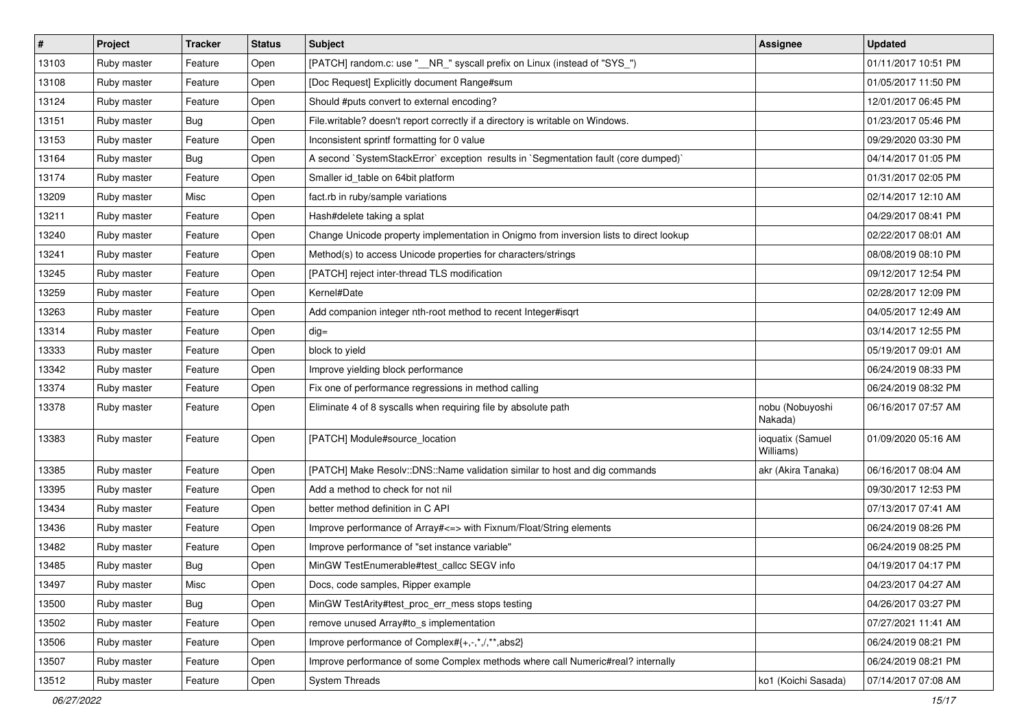| # | Project | Tracker | Status | Subject | Assignee | Updated |
|---|---|---|---|---|---|---|
| 13103 | Ruby master | Feature | Open | [PATCH] random.c: use "__NR_" syscall prefix on Linux (instead of "SYS_") | | 01/11/2017 10:51 PM |
| 13108 | Ruby master | Feature | Open | [Doc Request] Explicitly document Range#sum | | 01/05/2017 11:50 PM |
| 13124 | Ruby master | Feature | Open | Should #puts convert to external encoding? | | 12/01/2017 06:45 PM |
| 13151 | Ruby master | Bug | Open | File.writable? doesn't report correctly if a directory is writable on Windows. | | 01/23/2017 05:46 PM |
| 13153 | Ruby master | Feature | Open | Inconsistent sprintf formatting for 0 value | | 09/29/2020 03:30 PM |
| 13164 | Ruby master | Bug | Open | A second `SystemStackError` exception results in `Segmentation fault (core dumped)` | | 04/14/2017 01:05 PM |
| 13174 | Ruby master | Feature | Open | Smaller id_table on 64bit platform | | 01/31/2017 02:05 PM |
| 13209 | Ruby master | Misc | Open | fact.rb in ruby/sample variations | | 02/14/2017 12:10 AM |
| 13211 | Ruby master | Feature | Open | Hash#delete taking a splat | | 04/29/2017 08:41 PM |
| 13240 | Ruby master | Feature | Open | Change Unicode property implementation in Onigmo from inversion lists to direct lookup | | 02/22/2017 08:01 AM |
| 13241 | Ruby master | Feature | Open | Method(s) to access Unicode properties for characters/strings | | 08/08/2019 08:10 PM |
| 13245 | Ruby master | Feature | Open | [PATCH] reject inter-thread TLS modification | | 09/12/2017 12:54 PM |
| 13259 | Ruby master | Feature | Open | Kernel#Date | | 02/28/2017 12:09 PM |
| 13263 | Ruby master | Feature | Open | Add companion integer nth-root method to recent Integer#isqrt | | 04/05/2017 12:49 AM |
| 13314 | Ruby master | Feature | Open | dig= | | 03/14/2017 12:55 PM |
| 13333 | Ruby master | Feature | Open | block to yield | | 05/19/2017 09:01 AM |
| 13342 | Ruby master | Feature | Open | Improve yielding block performance | | 06/24/2019 08:33 PM |
| 13374 | Ruby master | Feature | Open | Fix one of performance regressions in method calling | | 06/24/2019 08:32 PM |
| 13378 | Ruby master | Feature | Open | Eliminate 4 of 8 syscalls when requiring file by absolute path | nobu (Nobuyoshi Nakada) | 06/16/2017 07:57 AM |
| 13383 | Ruby master | Feature | Open | [PATCH] Module#source_location | ioquatix (Samuel Williams) | 01/09/2020 05:16 AM |
| 13385 | Ruby master | Feature | Open | [PATCH] Make Resolv::DNS::Name validation similar to host and dig commands | akr (Akira Tanaka) | 06/16/2017 08:04 AM |
| 13395 | Ruby master | Feature | Open | Add a method to check for not nil | | 09/30/2017 12:53 PM |
| 13434 | Ruby master | Feature | Open | better method definition in C API | | 07/13/2017 07:41 AM |
| 13436 | Ruby master | Feature | Open | Improve performance of Array#<=> with Fixnum/Float/String elements | | 06/24/2019 08:26 PM |
| 13482 | Ruby master | Feature | Open | Improve performance of "set instance variable" | | 06/24/2019 08:25 PM |
| 13485 | Ruby master | Bug | Open | MinGW TestEnumerable#test_callcc SEGV info | | 04/19/2017 04:17 PM |
| 13497 | Ruby master | Misc | Open | Docs, code samples, Ripper example | | 04/23/2017 04:27 AM |
| 13500 | Ruby master | Bug | Open | MinGW TestArity#test_proc_err_mess stops testing | | 04/26/2017 03:27 PM |
| 13502 | Ruby master | Feature | Open | remove unused Array#to_s implementation | | 07/27/2021 11:41 AM |
| 13506 | Ruby master | Feature | Open | Improve performance of Complex#{+,-,*,/,**,abs2} | | 06/24/2019 08:21 PM |
| 13507 | Ruby master | Feature | Open | Improve performance of some Complex methods where call Numeric#real? internally | | 06/24/2019 08:21 PM |
| 13512 | Ruby master | Feature | Open | System Threads | ko1 (Koichi Sasada) | 07/14/2017 07:08 AM |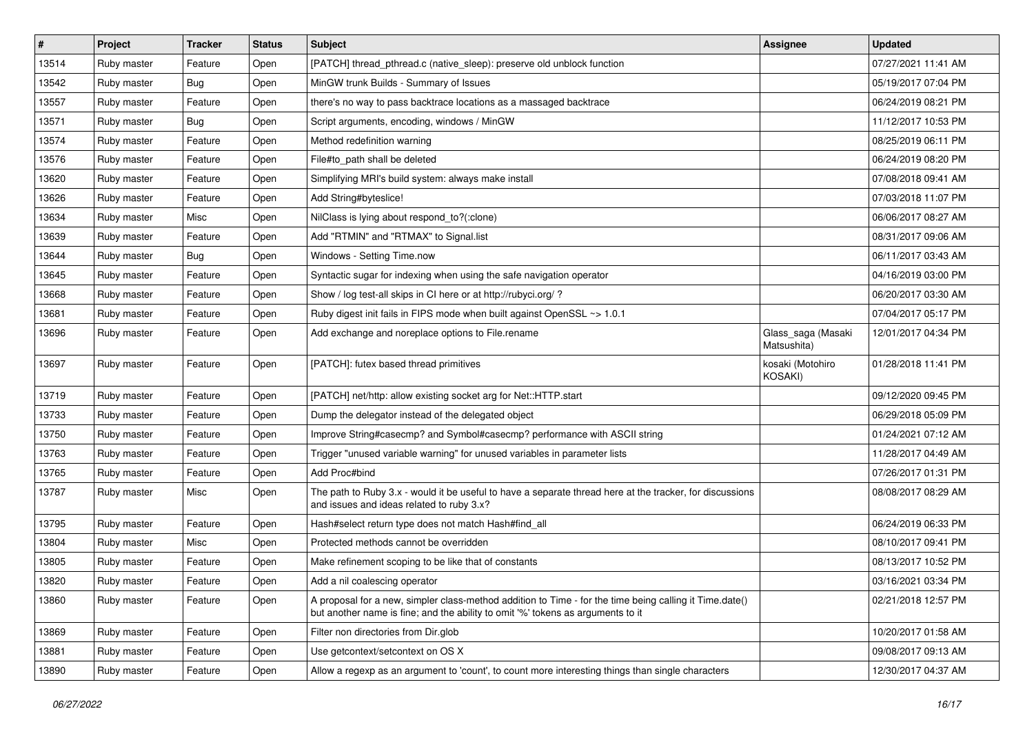| # | Project | Tracker | Status | Subject | Assignee | Updated |
|---|---|---|---|---|---|---|
| 13514 | Ruby master | Feature | Open | [PATCH] thread_pthread.c (native_sleep): preserve old unblock function | | 07/27/2021 11:41 AM |
| 13542 | Ruby master | Bug | Open | MinGW trunk Builds - Summary of Issues | | 05/19/2017 07:04 PM |
| 13557 | Ruby master | Feature | Open | there's no way to pass backtrace locations as a massaged backtrace | | 06/24/2019 08:21 PM |
| 13571 | Ruby master | Bug | Open | Script arguments, encoding, windows / MinGW | | 11/12/2017 10:53 PM |
| 13574 | Ruby master | Feature | Open | Method redefinition warning | | 08/25/2019 06:11 PM |
| 13576 | Ruby master | Feature | Open | File#to_path shall be deleted | | 06/24/2019 08:20 PM |
| 13620 | Ruby master | Feature | Open | Simplifying MRI's build system: always make install | | 07/08/2018 09:41 AM |
| 13626 | Ruby master | Feature | Open | Add String#byteslice! | | 07/03/2018 11:07 PM |
| 13634 | Ruby master | Misc | Open | NilClass is lying about respond_to?(:clone) | | 06/06/2017 08:27 AM |
| 13639 | Ruby master | Feature | Open | Add "RTMIN" and "RTMAX" to Signal.list | | 08/31/2017 09:06 AM |
| 13644 | Ruby master | Bug | Open | Windows - Setting Time.now | | 06/11/2017 03:43 AM |
| 13645 | Ruby master | Feature | Open | Syntactic sugar for indexing when using the safe navigation operator | | 04/16/2019 03:00 PM |
| 13668 | Ruby master | Feature | Open | Show / log test-all skips in CI here or at http://rubyci.org/ ? | | 06/20/2017 03:30 AM |
| 13681 | Ruby master | Feature | Open | Ruby digest init fails in FIPS mode when built against OpenSSL ~> 1.0.1 | | 07/04/2017 05:17 PM |
| 13696 | Ruby master | Feature | Open | Add exchange and noreplace options to File.rename | Glass_saga (Masaki Matsushita) | 12/01/2017 04:34 PM |
| 13697 | Ruby master | Feature | Open | [PATCH]: futex based thread primitives | kosaki (Motohiro KOSAKI) | 01/28/2018 11:41 PM |
| 13719 | Ruby master | Feature | Open | [PATCH] net/http: allow existing socket arg for Net::HTTP.start | | 09/12/2020 09:45 PM |
| 13733 | Ruby master | Feature | Open | Dump the delegator instead of the delegated object | | 06/29/2018 05:09 PM |
| 13750 | Ruby master | Feature | Open | Improve String#casecmp? and Symbol#casecmp? performance with ASCII string | | 01/24/2021 07:12 AM |
| 13763 | Ruby master | Feature | Open | Trigger "unused variable warning" for unused variables in parameter lists | | 11/28/2017 04:49 AM |
| 13765 | Ruby master | Feature | Open | Add Proc#bind | | 07/26/2017 01:31 PM |
| 13787 | Ruby master | Misc | Open | The path to Ruby 3.x - would it be useful to have a separate thread here at the tracker, for discussions and issues and ideas related to ruby 3.x? | | 08/08/2017 08:29 AM |
| 13795 | Ruby master | Feature | Open | Hash#select return type does not match Hash#find_all | | 06/24/2019 06:33 PM |
| 13804 | Ruby master | Misc | Open | Protected methods cannot be overridden | | 08/10/2017 09:41 PM |
| 13805 | Ruby master | Feature | Open | Make refinement scoping to be like that of constants | | 08/13/2017 10:52 PM |
| 13820 | Ruby master | Feature | Open | Add a nil coalescing operator | | 03/16/2021 03:34 PM |
| 13860 | Ruby master | Feature | Open | A proposal for a new, simpler class-method addition to Time - for the time being calling it Time.date() but another name is fine; and the ability to omit '%' tokens as arguments to it | | 02/21/2018 12:57 PM |
| 13869 | Ruby master | Feature | Open | Filter non directories from Dir.glob | | 10/20/2017 01:58 AM |
| 13881 | Ruby master | Feature | Open | Use getcontext/setcontext on OS X | | 09/08/2017 09:13 AM |
| 13890 | Ruby master | Feature | Open | Allow a regexp as an argument to 'count', to count more interesting things than single characters | | 12/30/2017 04:37 AM |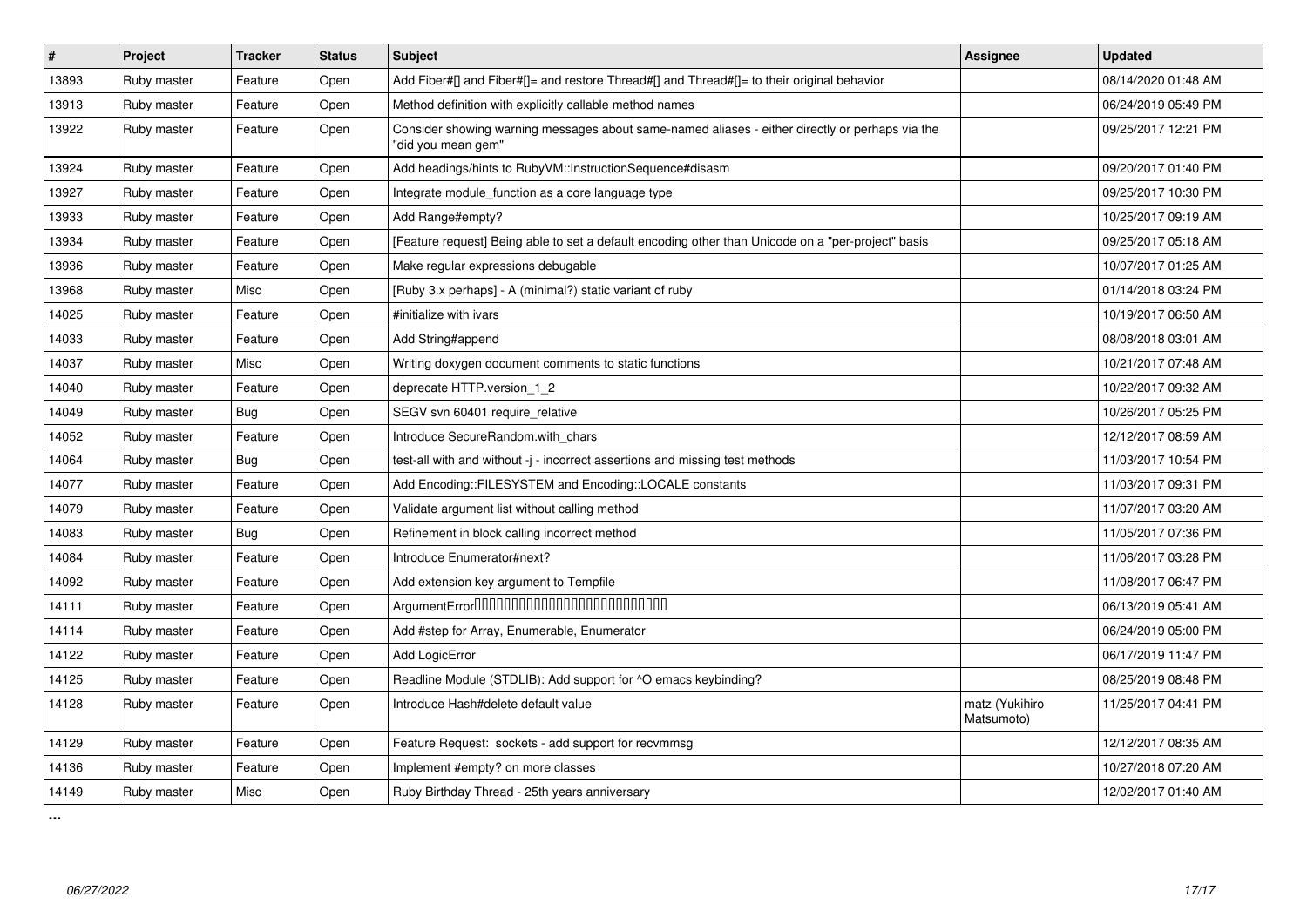| # | Project | Tracker | Status | Subject | Assignee | Updated |
|---|---|---|---|---|---|---|
| 13893 | Ruby master | Feature | Open | Add Fiber#[] and Fiber#[]= and restore Thread#[] and Thread#[]= to their original behavior | | 08/14/2020 01:48 AM |
| 13913 | Ruby master | Feature | Open | Method definition with explicitly callable method names | | 06/24/2019 05:49 PM |
| 13922 | Ruby master | Feature | Open | Consider showing warning messages about same-named aliases - either directly or perhaps via the "did you mean gem" | | 09/25/2017 12:21 PM |
| 13924 | Ruby master | Feature | Open | Add headings/hints to RubyVM::InstructionSequence#disasm | | 09/20/2017 01:40 PM |
| 13927 | Ruby master | Feature | Open | Integrate module_function as a core language type | | 09/25/2017 10:30 PM |
| 13933 | Ruby master | Feature | Open | Add Range#empty? | | 10/25/2017 09:19 AM |
| 13934 | Ruby master | Feature | Open | [Feature request] Being able to set a default encoding other than Unicode on a "per-project" basis | | 09/25/2017 05:18 AM |
| 13936 | Ruby master | Feature | Open | Make regular expressions debugable | | 10/07/2017 01:25 AM |
| 13968 | Ruby master | Misc | Open | [Ruby 3.x perhaps] - A (minimal?) static variant of ruby | | 01/14/2018 03:24 PM |
| 14025 | Ruby master | Feature | Open | #initialize with ivars | | 10/19/2017 06:50 AM |
| 14033 | Ruby master | Feature | Open | Add String#append | | 08/08/2018 03:01 AM |
| 14037 | Ruby master | Misc | Open | Writing doxygen document comments to static functions | | 10/21/2017 07:48 AM |
| 14040 | Ruby master | Feature | Open | deprecate HTTP.version_1_2 | | 10/22/2017 09:32 AM |
| 14049 | Ruby master | Bug | Open | SEGV svn 60401 require_relative | | 10/26/2017 05:25 PM |
| 14052 | Ruby master | Feature | Open | Introduce SecureRandom.with_chars | | 12/12/2017 08:59 AM |
| 14064 | Ruby master | Bug | Open | test-all with and without -j - incorrect assertions and missing test methods | | 11/03/2017 10:54 PM |
| 14077 | Ruby master | Feature | Open | Add Encoding::FILESYSTEM and Encoding::LOCALE constants | | 11/03/2017 09:31 PM |
| 14079 | Ruby master | Feature | Open | Validate argument list without calling method | | 11/07/2017 03:20 AM |
| 14083 | Ruby master | Bug | Open | Refinement in block calling incorrect method | | 11/05/2017 07:36 PM |
| 14084 | Ruby master | Feature | Open | Introduce Enumerator#next? | | 11/06/2017 03:28 PM |
| 14092 | Ruby master | Feature | Open | Add extension key argument to Tempfile | | 11/08/2017 06:47 PM |
| 14111 | Ruby master | Feature | Open | ArgumentError□□□□□□□□□□□□□□□□□□□□□□□□□□□□ | | 06/13/2019 05:41 AM |
| 14114 | Ruby master | Feature | Open | Add #step for Array, Enumerable, Enumerator | | 06/24/2019 05:00 PM |
| 14122 | Ruby master | Feature | Open | Add LogicError | | 06/17/2019 11:47 PM |
| 14125 | Ruby master | Feature | Open | Readline Module (STDLIB): Add support for ^O emacs keybinding? | | 08/25/2019 08:48 PM |
| 14128 | Ruby master | Feature | Open | Introduce Hash#delete default value | matz (Yukihiro Matsumoto) | 11/25/2017 04:41 PM |
| 14129 | Ruby master | Feature | Open | Feature Request: sockets - add support for recvmmsg | | 12/12/2017 08:35 AM |
| 14136 | Ruby master | Feature | Open | Implement #empty? on more classes | | 10/27/2018 07:20 AM |
| 14149 | Ruby master | Misc | Open | Ruby Birthday Thread - 25th years anniversary | | 12/02/2017 01:40 AM |

...